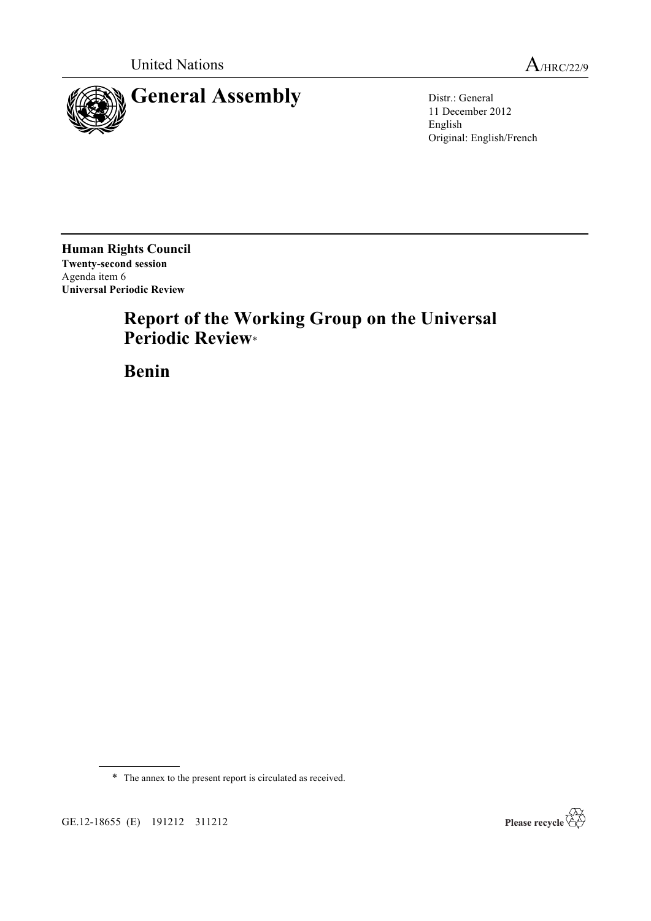United Nations

A/HRC/22/9

# General Assembly

Distr.: General
11 December 2012
English
Original: English/French

**Human Rights Council**
**Twenty-second session**
Agenda item 6
**Universal Periodic Review**

## Report of the Working Group on the Universal Periodic Review*

## Benin

\* The annex to the present report is circulated as received.

GE.12-18655 (E) 191212 311212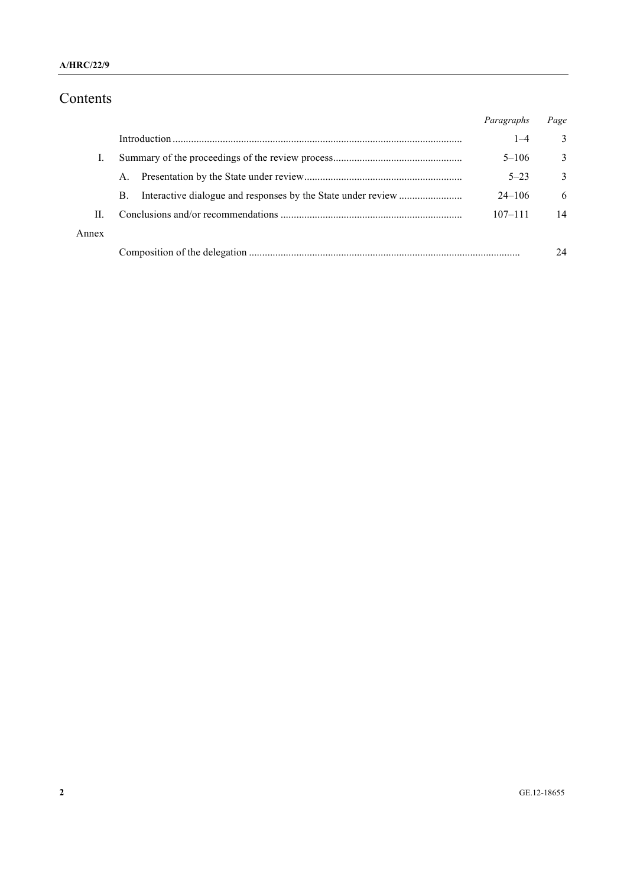# Contents

| | | Paragraphs | Page |
|---|---|---|---|
| | Introduction | 1–4 | 3 |
| I. | Summary of the proceedings of the review process | 5–106 | 3 |
| | A. Presentation by the State under review | 5–23 | 3 |
| | B. Interactive dialogue and responses by the State under review | 24–106 | 6 |
| II. | Conclusions and/or recommendations | 107–111 | 14 |
| Annex | | | |
| | Composition of the delegation | | 24 |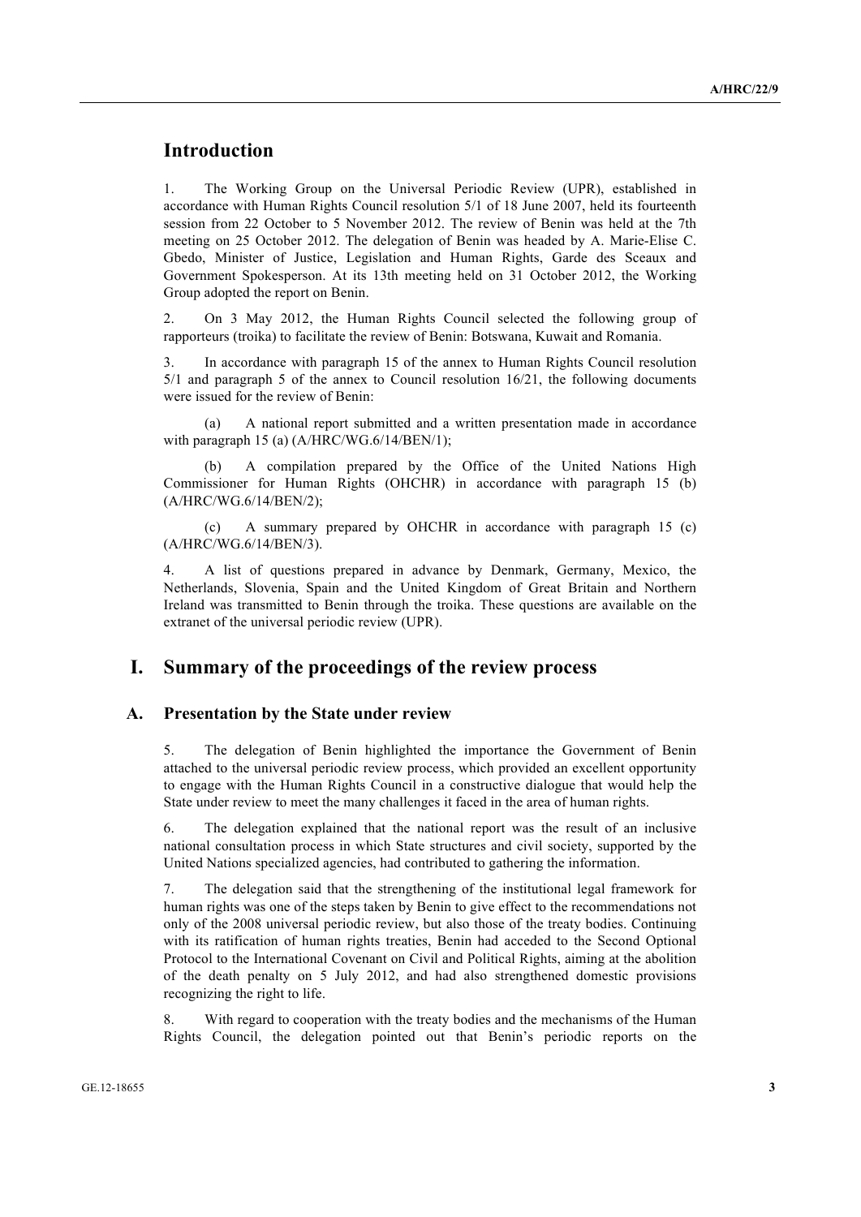# Introduction

1. The Working Group on the Universal Periodic Review (UPR), established in accordance with Human Rights Council resolution 5/1 of 18 June 2007, held its fourteenth session from 22 October to 5 November 2012. The review of Benin was held at the 7th meeting on 25 October 2012. The delegation of Benin was headed by A. Marie-Elise C. Gbedo, Minister of Justice, Legislation and Human Rights, Garde des Sceaux and Government Spokesperson. At its 13th meeting held on 31 October 2012, the Working Group adopted the report on Benin.

2. On 3 May 2012, the Human Rights Council selected the following group of rapporteurs (troika) to facilitate the review of Benin: Botswana, Kuwait and Romania.

3. In accordance with paragraph 15 of the annex to Human Rights Council resolution 5/1 and paragraph 5 of the annex to Council resolution 16/21, the following documents were issued for the review of Benin:

(a) A national report submitted and a written presentation made in accordance with paragraph 15 (a) (A/HRC/WG.6/14/BEN/1);

(b) A compilation prepared by the Office of the United Nations High Commissioner for Human Rights (OHCHR) in accordance with paragraph 15 (b) (A/HRC/WG.6/14/BEN/2);

(c) A summary prepared by OHCHR in accordance with paragraph 15 (c) (A/HRC/WG.6/14/BEN/3).

4. A list of questions prepared in advance by Denmark, Germany, Mexico, the Netherlands, Slovenia, Spain and the United Kingdom of Great Britain and Northern Ireland was transmitted to Benin through the troika. These questions are available on the extranet of the universal periodic review (UPR).

# I. Summary of the proceedings of the review process

## A. Presentation by the State under review

5. The delegation of Benin highlighted the importance the Government of Benin attached to the universal periodic review process, which provided an excellent opportunity to engage with the Human Rights Council in a constructive dialogue that would help the State under review to meet the many challenges it faced in the area of human rights.

6. The delegation explained that the national report was the result of an inclusive national consultation process in which State structures and civil society, supported by the United Nations specialized agencies, had contributed to gathering the information.

7. The delegation said that the strengthening of the institutional legal framework for human rights was one of the steps taken by Benin to give effect to the recommendations not only of the 2008 universal periodic review, but also those of the treaty bodies. Continuing with its ratification of human rights treaties, Benin had acceded to the Second Optional Protocol to the International Covenant on Civil and Political Rights, aiming at the abolition of the death penalty on 5 July 2012, and had also strengthened domestic provisions recognizing the right to life.

8. With regard to cooperation with the treaty bodies and the mechanisms of the Human Rights Council, the delegation pointed out that Benin's periodic reports on the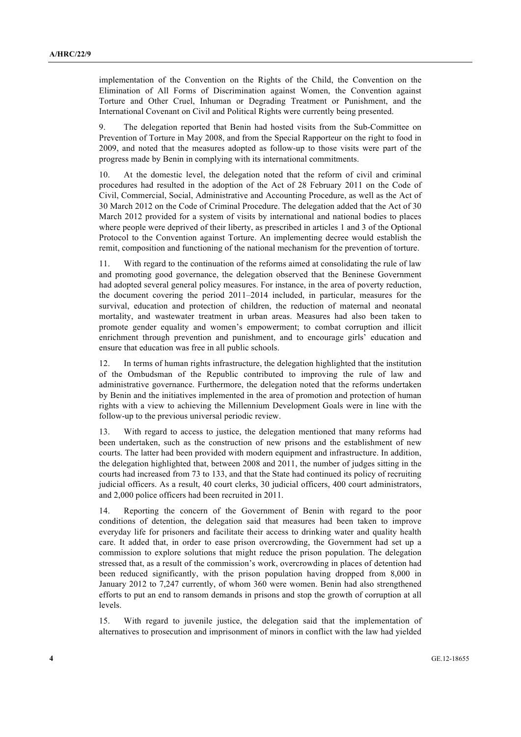implementation of the Convention on the Rights of the Child, the Convention on the Elimination of All Forms of Discrimination against Women, the Convention against Torture and Other Cruel, Inhuman or Degrading Treatment or Punishment, and the International Covenant on Civil and Political Rights were currently being presented.

9. The delegation reported that Benin had hosted visits from the Sub-Committee on Prevention of Torture in May 2008, and from the Special Rapporteur on the right to food in 2009, and noted that the measures adopted as follow-up to those visits were part of the progress made by Benin in complying with its international commitments.

10. At the domestic level, the delegation noted that the reform of civil and criminal procedures had resulted in the adoption of the Act of 28 February 2011 on the Code of Civil, Commercial, Social, Administrative and Accounting Procedure, as well as the Act of 30 March 2012 on the Code of Criminal Procedure. The delegation added that the Act of 30 March 2012 provided for a system of visits by international and national bodies to places where people were deprived of their liberty, as prescribed in articles 1 and 3 of the Optional Protocol to the Convention against Torture. An implementing decree would establish the remit, composition and functioning of the national mechanism for the prevention of torture.

11. With regard to the continuation of the reforms aimed at consolidating the rule of law and promoting good governance, the delegation observed that the Beninese Government had adopted several general policy measures. For instance, in the area of poverty reduction, the document covering the period 2011–2014 included, in particular, measures for the survival, education and protection of children, the reduction of maternal and neonatal mortality, and wastewater treatment in urban areas. Measures had also been taken to promote gender equality and women's empowerment; to combat corruption and illicit enrichment through prevention and punishment, and to encourage girls' education and ensure that education was free in all public schools.

12. In terms of human rights infrastructure, the delegation highlighted that the institution of the Ombudsman of the Republic contributed to improving the rule of law and administrative governance. Furthermore, the delegation noted that the reforms undertaken by Benin and the initiatives implemented in the area of promotion and protection of human rights with a view to achieving the Millennium Development Goals were in line with the follow-up to the previous universal periodic review.

13. With regard to access to justice, the delegation mentioned that many reforms had been undertaken, such as the construction of new prisons and the establishment of new courts. The latter had been provided with modern equipment and infrastructure. In addition, the delegation highlighted that, between 2008 and 2011, the number of judges sitting in the courts had increased from 73 to 133, and that the State had continued its policy of recruiting judicial officers. As a result, 40 court clerks, 30 judicial officers, 400 court administrators, and 2,000 police officers had been recruited in 2011.

14. Reporting the concern of the Government of Benin with regard to the poor conditions of detention, the delegation said that measures had been taken to improve everyday life for prisoners and facilitate their access to drinking water and quality health care. It added that, in order to ease prison overcrowding, the Government had set up a commission to explore solutions that might reduce the prison population. The delegation stressed that, as a result of the commission's work, overcrowding in places of detention had been reduced significantly, with the prison population having dropped from 8,000 in January 2012 to 7,247 currently, of whom 360 were women. Benin had also strengthened efforts to put an end to ransom demands in prisons and stop the growth of corruption at all levels.

15. With regard to juvenile justice, the delegation said that the implementation of alternatives to prosecution and imprisonment of minors in conflict with the law had yielded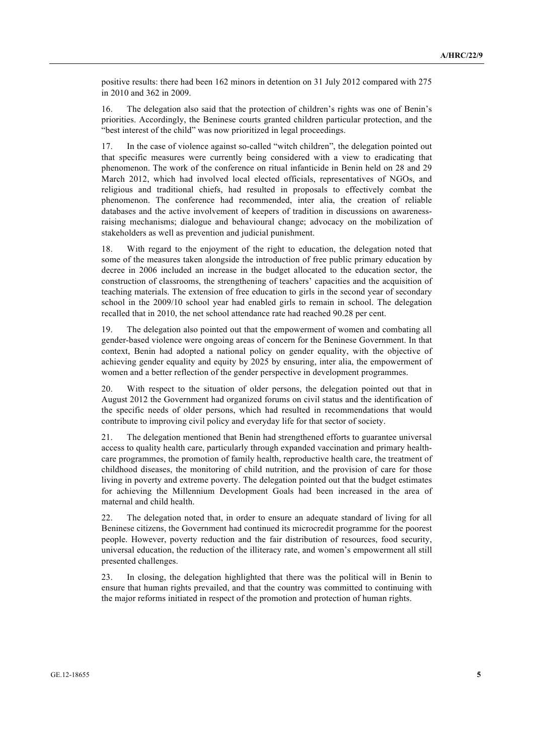positive results: there had been 162 minors in detention on 31 July 2012 compared with 275 in 2010 and 362 in 2009.

16. The delegation also said that the protection of children's rights was one of Benin's priorities. Accordingly, the Beninese courts granted children particular protection, and the "best interest of the child" was now prioritized in legal proceedings.

17. In the case of violence against so-called "witch children", the delegation pointed out that specific measures were currently being considered with a view to eradicating that phenomenon. The work of the conference on ritual infanticide in Benin held on 28 and 29 March 2012, which had involved local elected officials, representatives of NGOs, and religious and traditional chiefs, had resulted in proposals to effectively combat the phenomenon. The conference had recommended, inter alia, the creation of reliable databases and the active involvement of keepers of tradition in discussions on awareness-raising mechanisms; dialogue and behavioural change; advocacy on the mobilization of stakeholders as well as prevention and judicial punishment.

18. With regard to the enjoyment of the right to education, the delegation noted that some of the measures taken alongside the introduction of free public primary education by decree in 2006 included an increase in the budget allocated to the education sector, the construction of classrooms, the strengthening of teachers' capacities and the acquisition of teaching materials. The extension of free education to girls in the second year of secondary school in the 2009/10 school year had enabled girls to remain in school. The delegation recalled that in 2010, the net school attendance rate had reached 90.28 per cent.

19. The delegation also pointed out that the empowerment of women and combating all gender-based violence were ongoing areas of concern for the Beninese Government. In that context, Benin had adopted a national policy on gender equality, with the objective of achieving gender equality and equity by 2025 by ensuring, inter alia, the empowerment of women and a better reflection of the gender perspective in development programmes.

20. With respect to the situation of older persons, the delegation pointed out that in August 2012 the Government had organized forums on civil status and the identification of the specific needs of older persons, which had resulted in recommendations that would contribute to improving civil policy and everyday life for that sector of society.

21. The delegation mentioned that Benin had strengthened efforts to guarantee universal access to quality health care, particularly through expanded vaccination and primary health-care programmes, the promotion of family health, reproductive health care, the treatment of childhood diseases, the monitoring of child nutrition, and the provision of care for those living in poverty and extreme poverty. The delegation pointed out that the budget estimates for achieving the Millennium Development Goals had been increased in the area of maternal and child health.

22. The delegation noted that, in order to ensure an adequate standard of living for all Beninese citizens, the Government had continued its microcredit programme for the poorest people. However, poverty reduction and the fair distribution of resources, food security, universal education, the reduction of the illiteracy rate, and women's empowerment all still presented challenges.

23. In closing, the delegation highlighted that there was the political will in Benin to ensure that human rights prevailed, and that the country was committed to continuing with the major reforms initiated in respect of the promotion and protection of human rights.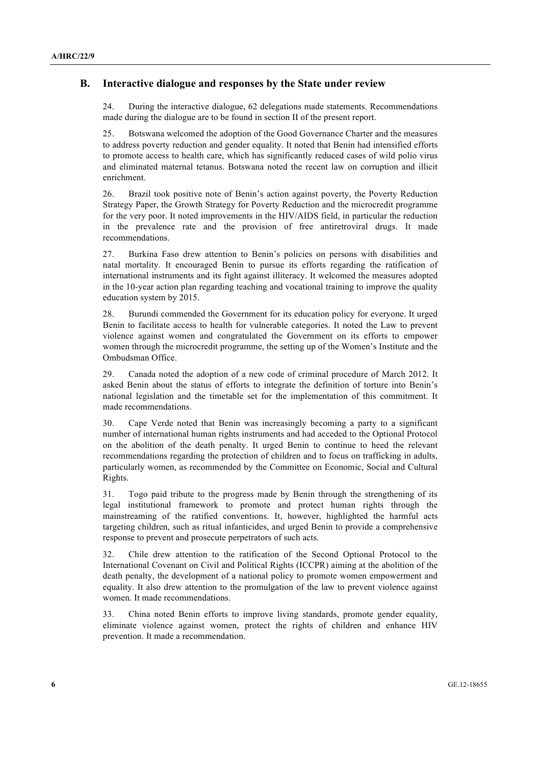## B. Interactive dialogue and responses by the State under review

24. During the interactive dialogue, 62 delegations made statements. Recommendations made during the dialogue are to be found in section II of the present report.

25. Botswana welcomed the adoption of the Good Governance Charter and the measures to address poverty reduction and gender equality. It noted that Benin had intensified efforts to promote access to health care, which has significantly reduced cases of wild polio virus and eliminated maternal tetanus. Botswana noted the recent law on corruption and illicit enrichment.

26. Brazil took positive note of Benin's action against poverty, the Poverty Reduction Strategy Paper, the Growth Strategy for Poverty Reduction and the microcredit programme for the very poor. It noted improvements in the HIV/AIDS field, in particular the reduction in the prevalence rate and the provision of free antiretroviral drugs. It made recommendations.

27. Burkina Faso drew attention to Benin's policies on persons with disabilities and natal mortality. It encouraged Benin to pursue its efforts regarding the ratification of international instruments and its fight against illiteracy. It welcomed the measures adopted in the 10-year action plan regarding teaching and vocational training to improve the quality education system by 2015.

28. Burundi commended the Government for its education policy for everyone. It urged Benin to facilitate access to health for vulnerable categories. It noted the Law to prevent violence against women and congratulated the Government on its efforts to empower women through the microcredit programme, the setting up of the Women's Institute and the Ombudsman Office.

29. Canada noted the adoption of a new code of criminal procedure of March 2012. It asked Benin about the status of efforts to integrate the definition of torture into Benin's national legislation and the timetable set for the implementation of this commitment. It made recommendations.

30. Cape Verde noted that Benin was increasingly becoming a party to a significant number of international human rights instruments and had acceded to the Optional Protocol on the abolition of the death penalty. It urged Benin to continue to heed the relevant recommendations regarding the protection of children and to focus on trafficking in adults, particularly women, as recommended by the Committee on Economic, Social and Cultural Rights.

31. Togo paid tribute to the progress made by Benin through the strengthening of its legal institutional framework to promote and protect human rights through the mainstreaming of the ratified conventions. It, however, highlighted the harmful acts targeting children, such as ritual infanticides, and urged Benin to provide a comprehensive response to prevent and prosecute perpetrators of such acts.

32. Chile drew attention to the ratification of the Second Optional Protocol to the International Covenant on Civil and Political Rights (ICCPR) aiming at the abolition of the death penalty, the development of a national policy to promote women empowerment and equality. It also drew attention to the promulgation of the law to prevent violence against women. It made recommendations.

33. China noted Benin efforts to improve living standards, promote gender equality, eliminate violence against women, protect the rights of children and enhance HIV prevention. It made a recommendation.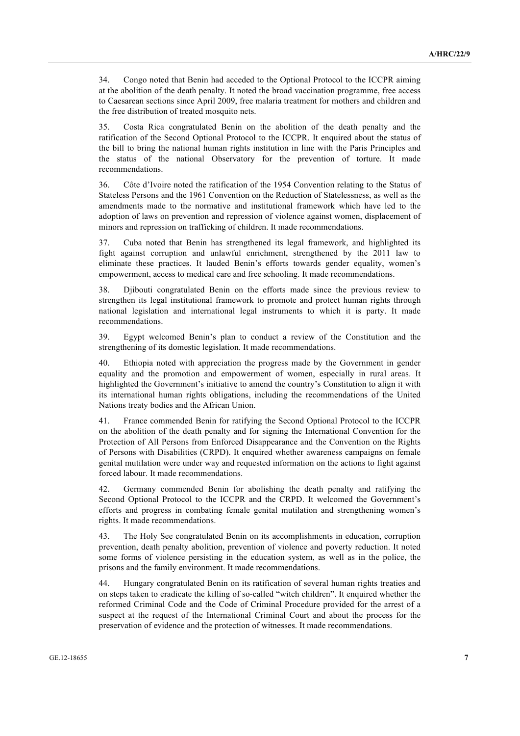34. Congo noted that Benin had acceded to the Optional Protocol to the ICCPR aiming at the abolition of the death penalty. It noted the broad vaccination programme, free access to Caesarean sections since April 2009, free malaria treatment for mothers and children and the free distribution of treated mosquito nets.

35. Costa Rica congratulated Benin on the abolition of the death penalty and the ratification of the Second Optional Protocol to the ICCPR. It enquired about the status of the bill to bring the national human rights institution in line with the Paris Principles and the status of the national Observatory for the prevention of torture. It made recommendations.

36. Côte d'Ivoire noted the ratification of the 1954 Convention relating to the Status of Stateless Persons and the 1961 Convention on the Reduction of Statelessness, as well as the amendments made to the normative and institutional framework which have led to the adoption of laws on prevention and repression of violence against women, displacement of minors and repression on trafficking of children. It made recommendations.

37. Cuba noted that Benin has strengthened its legal framework, and highlighted its fight against corruption and unlawful enrichment, strengthened by the 2011 law to eliminate these practices. It lauded Benin's efforts towards gender equality, women's empowerment, access to medical care and free schooling. It made recommendations.

38. Djibouti congratulated Benin on the efforts made since the previous review to strengthen its legal institutional framework to promote and protect human rights through national legislation and international legal instruments to which it is party. It made recommendations.

39. Egypt welcomed Benin's plan to conduct a review of the Constitution and the strengthening of its domestic legislation. It made recommendations.

40. Ethiopia noted with appreciation the progress made by the Government in gender equality and the promotion and empowerment of women, especially in rural areas. It highlighted the Government's initiative to amend the country's Constitution to align it with its international human rights obligations, including the recommendations of the United Nations treaty bodies and the African Union.

41. France commended Benin for ratifying the Second Optional Protocol to the ICCPR on the abolition of the death penalty and for signing the International Convention for the Protection of All Persons from Enforced Disappearance and the Convention on the Rights of Persons with Disabilities (CRPD). It enquired whether awareness campaigns on female genital mutilation were under way and requested information on the actions to fight against forced labour. It made recommendations.

42. Germany commended Benin for abolishing the death penalty and ratifying the Second Optional Protocol to the ICCPR and the CRPD. It welcomed the Government's efforts and progress in combating female genital mutilation and strengthening women's rights. It made recommendations.

43. The Holy See congratulated Benin on its accomplishments in education, corruption prevention, death penalty abolition, prevention of violence and poverty reduction. It noted some forms of violence persisting in the education system, as well as in the police, the prisons and the family environment. It made recommendations.

44. Hungary congratulated Benin on its ratification of several human rights treaties and on steps taken to eradicate the killing of so-called "witch children". It enquired whether the reformed Criminal Code and the Code of Criminal Procedure provided for the arrest of a suspect at the request of the International Criminal Court and about the process for the preservation of evidence and the protection of witnesses. It made recommendations.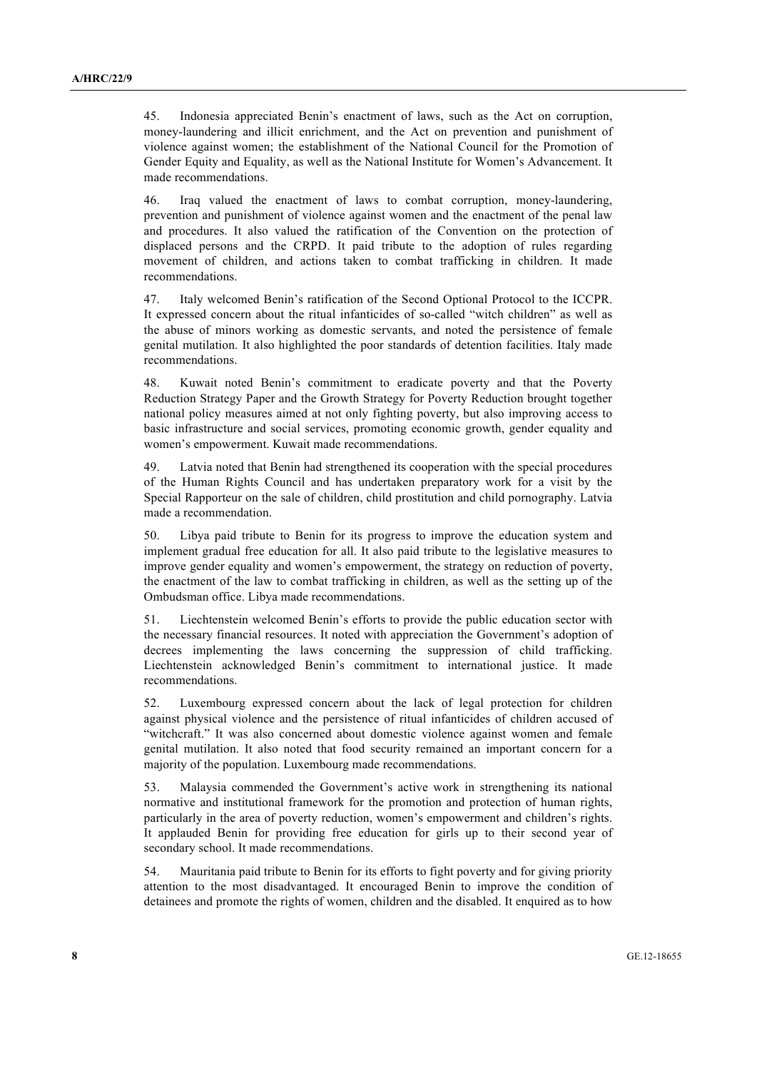45. Indonesia appreciated Benin's enactment of laws, such as the Act on corruption, money-laundering and illicit enrichment, and the Act on prevention and punishment of violence against women; the establishment of the National Council for the Promotion of Gender Equity and Equality, as well as the National Institute for Women's Advancement. It made recommendations.

46. Iraq valued the enactment of laws to combat corruption, money-laundering, prevention and punishment of violence against women and the enactment of the penal law and procedures. It also valued the ratification of the Convention on the protection of displaced persons and the CRPD. It paid tribute to the adoption of rules regarding movement of children, and actions taken to combat trafficking in children. It made recommendations.

47. Italy welcomed Benin's ratification of the Second Optional Protocol to the ICCPR. It expressed concern about the ritual infanticides of so-called "witch children" as well as the abuse of minors working as domestic servants, and noted the persistence of female genital mutilation. It also highlighted the poor standards of detention facilities. Italy made recommendations.

48. Kuwait noted Benin's commitment to eradicate poverty and that the Poverty Reduction Strategy Paper and the Growth Strategy for Poverty Reduction brought together national policy measures aimed at not only fighting poverty, but also improving access to basic infrastructure and social services, promoting economic growth, gender equality and women's empowerment. Kuwait made recommendations.

49. Latvia noted that Benin had strengthened its cooperation with the special procedures of the Human Rights Council and has undertaken preparatory work for a visit by the Special Rapporteur on the sale of children, child prostitution and child pornography. Latvia made a recommendation.

50. Libya paid tribute to Benin for its progress to improve the education system and implement gradual free education for all. It also paid tribute to the legislative measures to improve gender equality and women's empowerment, the strategy on reduction of poverty, the enactment of the law to combat trafficking in children, as well as the setting up of the Ombudsman office. Libya made recommendations.

51. Liechtenstein welcomed Benin's efforts to provide the public education sector with the necessary financial resources. It noted with appreciation the Government's adoption of decrees implementing the laws concerning the suppression of child trafficking. Liechtenstein acknowledged Benin's commitment to international justice. It made recommendations.

52. Luxembourg expressed concern about the lack of legal protection for children against physical violence and the persistence of ritual infanticides of children accused of "witchcraft." It was also concerned about domestic violence against women and female genital mutilation. It also noted that food security remained an important concern for a majority of the population. Luxembourg made recommendations.

53. Malaysia commended the Government's active work in strengthening its national normative and institutional framework for the promotion and protection of human rights, particularly in the area of poverty reduction, women's empowerment and children's rights. It applauded Benin for providing free education for girls up to their second year of secondary school. It made recommendations.

54. Mauritania paid tribute to Benin for its efforts to fight poverty and for giving priority attention to the most disadvantaged. It encouraged Benin to improve the condition of detainees and promote the rights of women, children and the disabled. It enquired as to how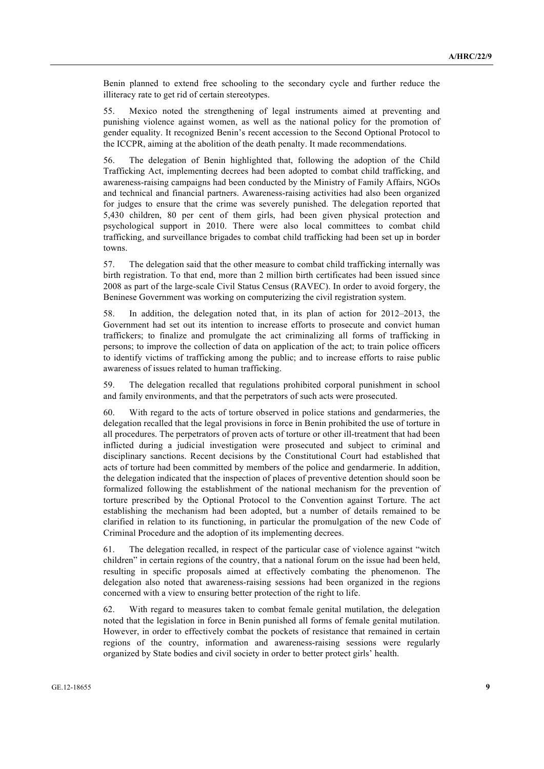Benin planned to extend free schooling to the secondary cycle and further reduce the illiteracy rate to get rid of certain stereotypes.

55. Mexico noted the strengthening of legal instruments aimed at preventing and punishing violence against women, as well as the national policy for the promotion of gender equality. It recognized Benin's recent accession to the Second Optional Protocol to the ICCPR, aiming at the abolition of the death penalty. It made recommendations.

56. The delegation of Benin highlighted that, following the adoption of the Child Trafficking Act, implementing decrees had been adopted to combat child trafficking, and awareness-raising campaigns had been conducted by the Ministry of Family Affairs, NGOs and technical and financial partners. Awareness-raising activities had also been organized for judges to ensure that the crime was severely punished. The delegation reported that 5,430 children, 80 per cent of them girls, had been given physical protection and psychological support in 2010. There were also local committees to combat child trafficking, and surveillance brigades to combat child trafficking had been set up in border towns.

57. The delegation said that the other measure to combat child trafficking internally was birth registration. To that end, more than 2 million birth certificates had been issued since 2008 as part of the large-scale Civil Status Census (RAVEC). In order to avoid forgery, the Beninese Government was working on computerizing the civil registration system.

58. In addition, the delegation noted that, in its plan of action for 2012–2013, the Government had set out its intention to increase efforts to prosecute and convict human traffickers; to finalize and promulgate the act criminalizing all forms of trafficking in persons; to improve the collection of data on application of the act; to train police officers to identify victims of trafficking among the public; and to increase efforts to raise public awareness of issues related to human trafficking.

59. The delegation recalled that regulations prohibited corporal punishment in school and family environments, and that the perpetrators of such acts were prosecuted.

60. With regard to the acts of torture observed in police stations and gendarmeries, the delegation recalled that the legal provisions in force in Benin prohibited the use of torture in all procedures. The perpetrators of proven acts of torture or other ill-treatment that had been inflicted during a judicial investigation were prosecuted and subject to criminal and disciplinary sanctions. Recent decisions by the Constitutional Court had established that acts of torture had been committed by members of the police and gendarmerie. In addition, the delegation indicated that the inspection of places of preventive detention should soon be formalized following the establishment of the national mechanism for the prevention of torture prescribed by the Optional Protocol to the Convention against Torture. The act establishing the mechanism had been adopted, but a number of details remained to be clarified in relation to its functioning, in particular the promulgation of the new Code of Criminal Procedure and the adoption of its implementing decrees.

61. The delegation recalled, in respect of the particular case of violence against "witch children" in certain regions of the country, that a national forum on the issue had been held, resulting in specific proposals aimed at effectively combating the phenomenon. The delegation also noted that awareness-raising sessions had been organized in the regions concerned with a view to ensuring better protection of the right to life.

62. With regard to measures taken to combat female genital mutilation, the delegation noted that the legislation in force in Benin punished all forms of female genital mutilation. However, in order to effectively combat the pockets of resistance that remained in certain regions of the country, information and awareness-raising sessions were regularly organized by State bodies and civil society in order to better protect girls' health.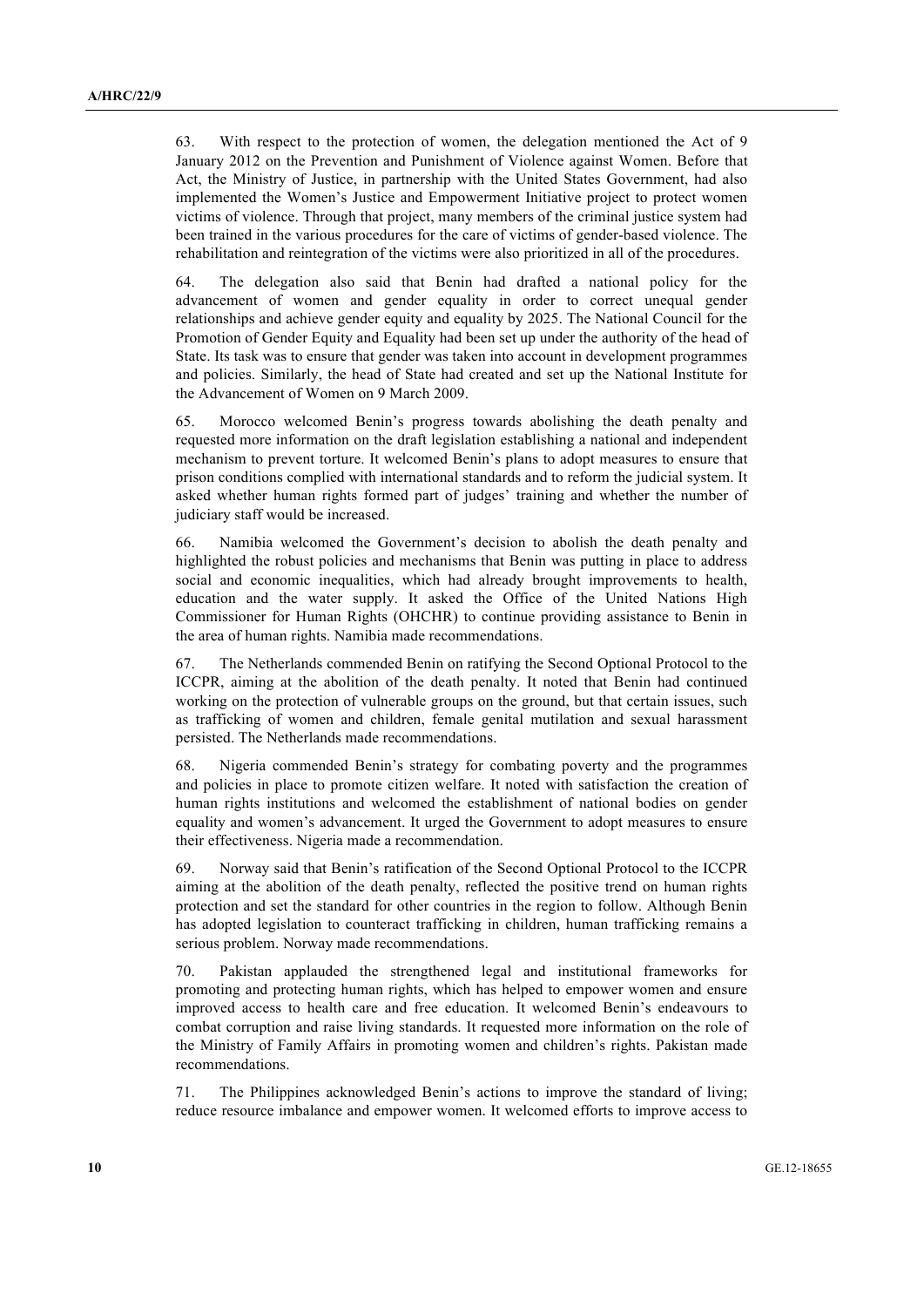63. With respect to the protection of women, the delegation mentioned the Act of 9 January 2012 on the Prevention and Punishment of Violence against Women. Before that Act, the Ministry of Justice, in partnership with the United States Government, had also implemented the Women's Justice and Empowerment Initiative project to protect women victims of violence. Through that project, many members of the criminal justice system had been trained in the various procedures for the care of victims of gender-based violence. The rehabilitation and reintegration of the victims were also prioritized in all of the procedures.

64. The delegation also said that Benin had drafted a national policy for the advancement of women and gender equality in order to correct unequal gender relationships and achieve gender equity and equality by 2025. The National Council for the Promotion of Gender Equity and Equality had been set up under the authority of the head of State. Its task was to ensure that gender was taken into account in development programmes and policies. Similarly, the head of State had created and set up the National Institute for the Advancement of Women on 9 March 2009.

65. Morocco welcomed Benin's progress towards abolishing the death penalty and requested more information on the draft legislation establishing a national and independent mechanism to prevent torture. It welcomed Benin's plans to adopt measures to ensure that prison conditions complied with international standards and to reform the judicial system. It asked whether human rights formed part of judges' training and whether the number of judiciary staff would be increased.

66. Namibia welcomed the Government's decision to abolish the death penalty and highlighted the robust policies and mechanisms that Benin was putting in place to address social and economic inequalities, which had already brought improvements to health, education and the water supply. It asked the Office of the United Nations High Commissioner for Human Rights (OHCHR) to continue providing assistance to Benin in the area of human rights. Namibia made recommendations.

67. The Netherlands commended Benin on ratifying the Second Optional Protocol to the ICCPR, aiming at the abolition of the death penalty. It noted that Benin had continued working on the protection of vulnerable groups on the ground, but that certain issues, such as trafficking of women and children, female genital mutilation and sexual harassment persisted. The Netherlands made recommendations.

68. Nigeria commended Benin's strategy for combating poverty and the programmes and policies in place to promote citizen welfare. It noted with satisfaction the creation of human rights institutions and welcomed the establishment of national bodies on gender equality and women's advancement. It urged the Government to adopt measures to ensure their effectiveness. Nigeria made a recommendation.

69. Norway said that Benin's ratification of the Second Optional Protocol to the ICCPR aiming at the abolition of the death penalty, reflected the positive trend on human rights protection and set the standard for other countries in the region to follow. Although Benin has adopted legislation to counteract trafficking in children, human trafficking remains a serious problem. Norway made recommendations.

70. Pakistan applauded the strengthened legal and institutional frameworks for promoting and protecting human rights, which has helped to empower women and ensure improved access to health care and free education. It welcomed Benin's endeavours to combat corruption and raise living standards. It requested more information on the role of the Ministry of Family Affairs in promoting women and children's rights. Pakistan made recommendations.

71. The Philippines acknowledged Benin's actions to improve the standard of living; reduce resource imbalance and empower women. It welcomed efforts to improve access to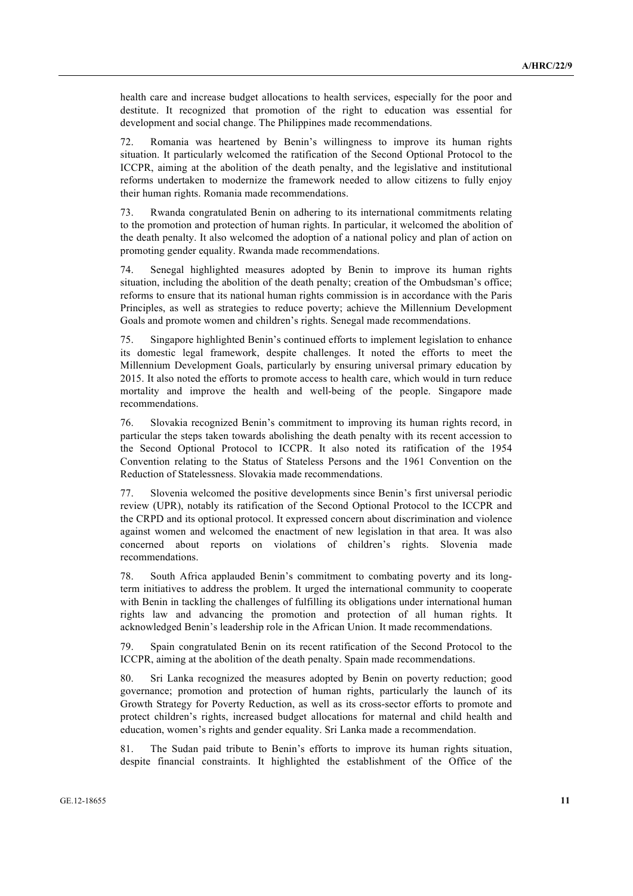health care and increase budget allocations to health services, especially for the poor and destitute. It recognized that promotion of the right to education was essential for development and social change. The Philippines made recommendations.

72. Romania was heartened by Benin's willingness to improve its human rights situation. It particularly welcomed the ratification of the Second Optional Protocol to the ICCPR, aiming at the abolition of the death penalty, and the legislative and institutional reforms undertaken to modernize the framework needed to allow citizens to fully enjoy their human rights. Romania made recommendations.

73. Rwanda congratulated Benin on adhering to its international commitments relating to the promotion and protection of human rights. In particular, it welcomed the abolition of the death penalty. It also welcomed the adoption of a national policy and plan of action on promoting gender equality. Rwanda made recommendations.

74. Senegal highlighted measures adopted by Benin to improve its human rights situation, including the abolition of the death penalty; creation of the Ombudsman's office; reforms to ensure that its national human rights commission is in accordance with the Paris Principles, as well as strategies to reduce poverty; achieve the Millennium Development Goals and promote women and children's rights. Senegal made recommendations.

75. Singapore highlighted Benin's continued efforts to implement legislation to enhance its domestic legal framework, despite challenges. It noted the efforts to meet the Millennium Development Goals, particularly by ensuring universal primary education by 2015. It also noted the efforts to promote access to health care, which would in turn reduce mortality and improve the health and well-being of the people. Singapore made recommendations.

76. Slovakia recognized Benin's commitment to improving its human rights record, in particular the steps taken towards abolishing the death penalty with its recent accession to the Second Optional Protocol to ICCPR. It also noted its ratification of the 1954 Convention relating to the Status of Stateless Persons and the 1961 Convention on the Reduction of Statelessness. Slovakia made recommendations.

77. Slovenia welcomed the positive developments since Benin's first universal periodic review (UPR), notably its ratification of the Second Optional Protocol to the ICCPR and the CRPD and its optional protocol. It expressed concern about discrimination and violence against women and welcomed the enactment of new legislation in that area. It was also concerned about reports on violations of children's rights. Slovenia made recommendations.

78. South Africa applauded Benin's commitment to combating poverty and its long-term initiatives to address the problem. It urged the international community to cooperate with Benin in tackling the challenges of fulfilling its obligations under international human rights law and advancing the promotion and protection of all human rights. It acknowledged Benin's leadership role in the African Union. It made recommendations.

79. Spain congratulated Benin on its recent ratification of the Second Protocol to the ICCPR, aiming at the abolition of the death penalty. Spain made recommendations.

80. Sri Lanka recognized the measures adopted by Benin on poverty reduction; good governance; promotion and protection of human rights, particularly the launch of its Growth Strategy for Poverty Reduction, as well as its cross-sector efforts to promote and protect children's rights, increased budget allocations for maternal and child health and education, women's rights and gender equality. Sri Lanka made a recommendation.

81. The Sudan paid tribute to Benin's efforts to improve its human rights situation, despite financial constraints. It highlighted the establishment of the Office of the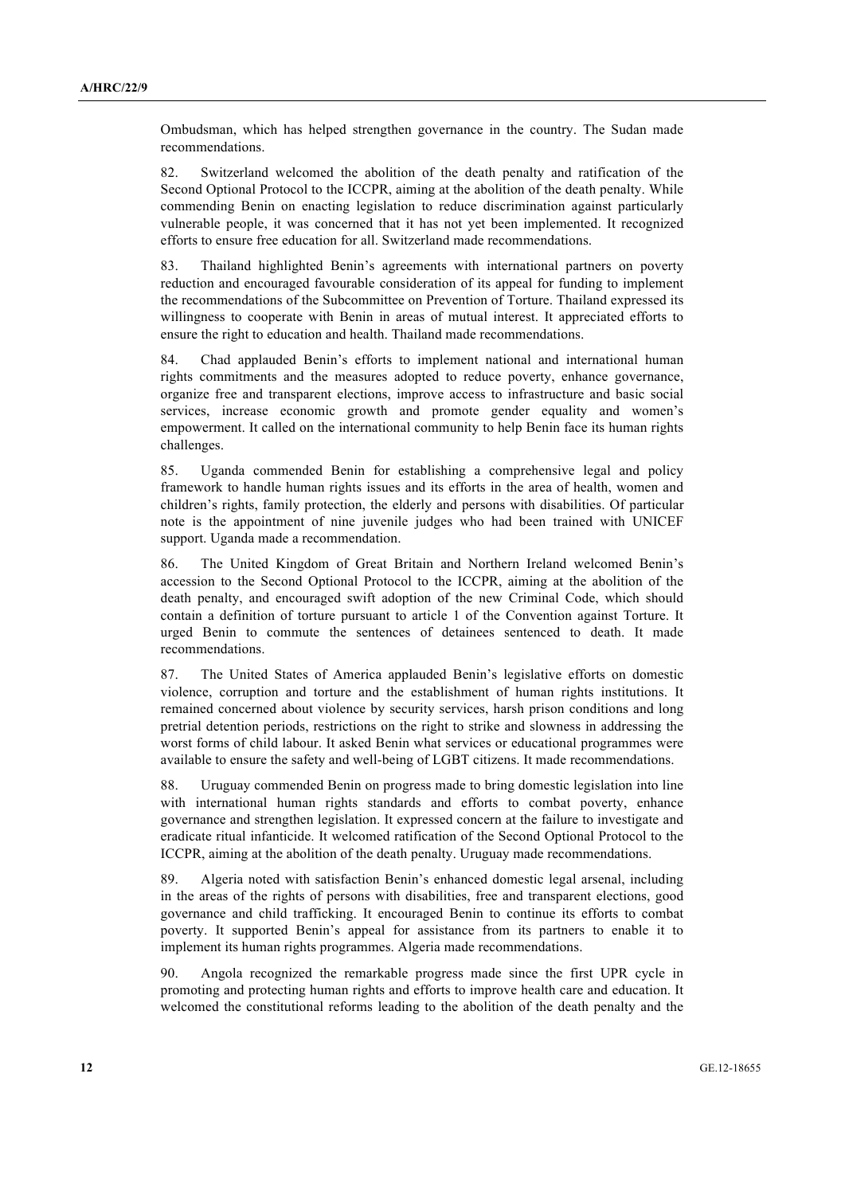Ombudsman, which has helped strengthen governance in the country. The Sudan made recommendations.

82. Switzerland welcomed the abolition of the death penalty and ratification of the Second Optional Protocol to the ICCPR, aiming at the abolition of the death penalty. While commending Benin on enacting legislation to reduce discrimination against particularly vulnerable people, it was concerned that it has not yet been implemented. It recognized efforts to ensure free education for all. Switzerland made recommendations.

83. Thailand highlighted Benin's agreements with international partners on poverty reduction and encouraged favourable consideration of its appeal for funding to implement the recommendations of the Subcommittee on Prevention of Torture. Thailand expressed its willingness to cooperate with Benin in areas of mutual interest. It appreciated efforts to ensure the right to education and health. Thailand made recommendations.

84. Chad applauded Benin's efforts to implement national and international human rights commitments and the measures adopted to reduce poverty, enhance governance, organize free and transparent elections, improve access to infrastructure and basic social services, increase economic growth and promote gender equality and women's empowerment. It called on the international community to help Benin face its human rights challenges.

85. Uganda commended Benin for establishing a comprehensive legal and policy framework to handle human rights issues and its efforts in the area of health, women and children's rights, family protection, the elderly and persons with disabilities. Of particular note is the appointment of nine juvenile judges who had been trained with UNICEF support. Uganda made a recommendation.

86. The United Kingdom of Great Britain and Northern Ireland welcomed Benin's accession to the Second Optional Protocol to the ICCPR, aiming at the abolition of the death penalty, and encouraged swift adoption of the new Criminal Code, which should contain a definition of torture pursuant to article 1 of the Convention against Torture. It urged Benin to commute the sentences of detainees sentenced to death. It made recommendations.

87. The United States of America applauded Benin's legislative efforts on domestic violence, corruption and torture and the establishment of human rights institutions. It remained concerned about violence by security services, harsh prison conditions and long pretrial detention periods, restrictions on the right to strike and slowness in addressing the worst forms of child labour. It asked Benin what services or educational programmes were available to ensure the safety and well-being of LGBT citizens. It made recommendations.

88. Uruguay commended Benin on progress made to bring domestic legislation into line with international human rights standards and efforts to combat poverty, enhance governance and strengthen legislation. It expressed concern at the failure to investigate and eradicate ritual infanticide. It welcomed ratification of the Second Optional Protocol to the ICCPR, aiming at the abolition of the death penalty. Uruguay made recommendations.

89. Algeria noted with satisfaction Benin's enhanced domestic legal arsenal, including in the areas of the rights of persons with disabilities, free and transparent elections, good governance and child trafficking. It encouraged Benin to continue its efforts to combat poverty. It supported Benin's appeal for assistance from its partners to enable it to implement its human rights programmes. Algeria made recommendations.

90. Angola recognized the remarkable progress made since the first UPR cycle in promoting and protecting human rights and efforts to improve health care and education. It welcomed the constitutional reforms leading to the abolition of the death penalty and the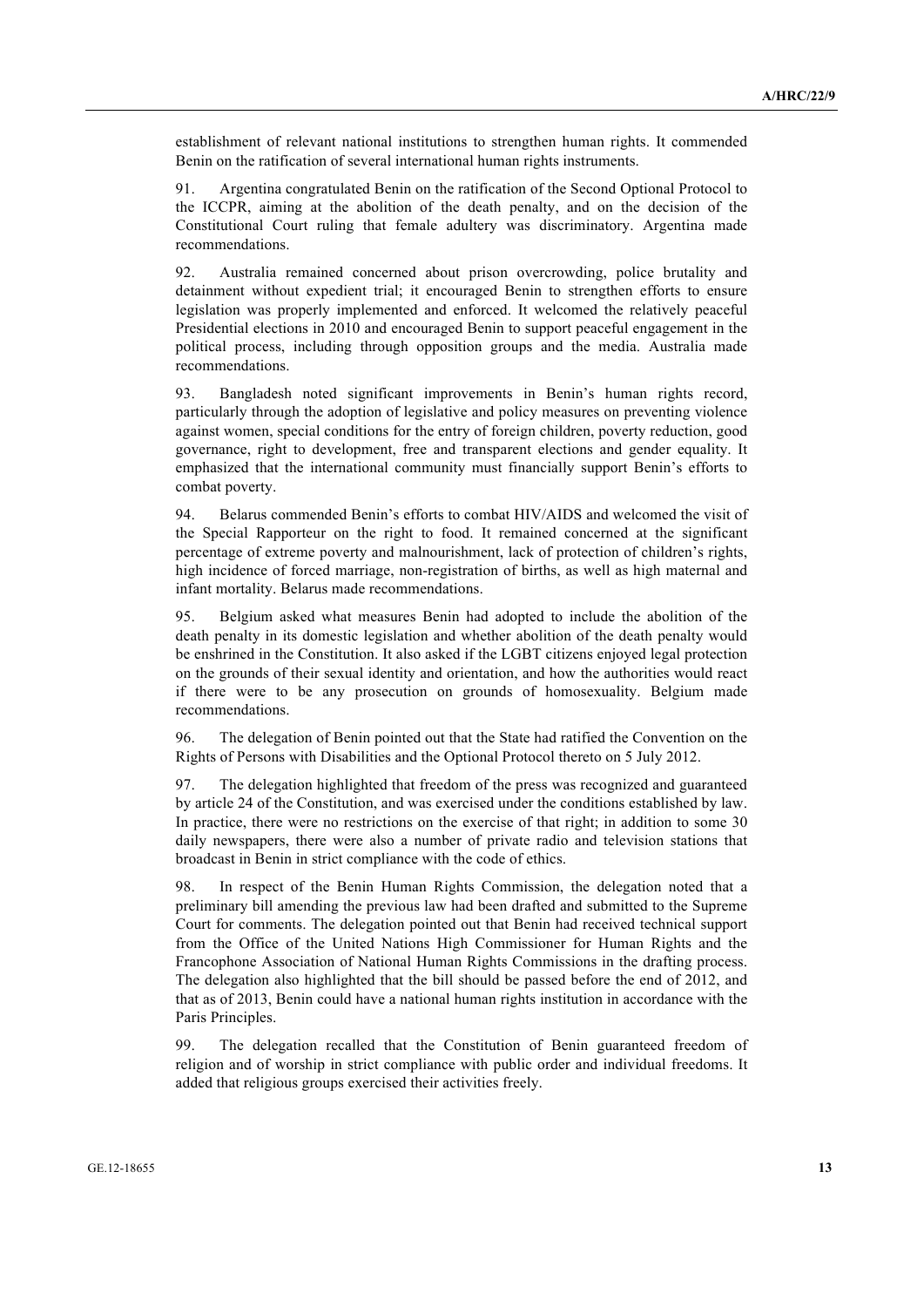establishment of relevant national institutions to strengthen human rights. It commended Benin on the ratification of several international human rights instruments.

91. Argentina congratulated Benin on the ratification of the Second Optional Protocol to the ICCPR, aiming at the abolition of the death penalty, and on the decision of the Constitutional Court ruling that female adultery was discriminatory. Argentina made recommendations.

92. Australia remained concerned about prison overcrowding, police brutality and detainment without expedient trial; it encouraged Benin to strengthen efforts to ensure legislation was properly implemented and enforced. It welcomed the relatively peaceful Presidential elections in 2010 and encouraged Benin to support peaceful engagement in the political process, including through opposition groups and the media. Australia made recommendations.

93. Bangladesh noted significant improvements in Benin's human rights record, particularly through the adoption of legislative and policy measures on preventing violence against women, special conditions for the entry of foreign children, poverty reduction, good governance, right to development, free and transparent elections and gender equality. It emphasized that the international community must financially support Benin's efforts to combat poverty.

94. Belarus commended Benin's efforts to combat HIV/AIDS and welcomed the visit of the Special Rapporteur on the right to food. It remained concerned at the significant percentage of extreme poverty and malnourishment, lack of protection of children's rights, high incidence of forced marriage, non-registration of births, as well as high maternal and infant mortality. Belarus made recommendations.

95. Belgium asked what measures Benin had adopted to include the abolition of the death penalty in its domestic legislation and whether abolition of the death penalty would be enshrined in the Constitution. It also asked if the LGBT citizens enjoyed legal protection on the grounds of their sexual identity and orientation, and how the authorities would react if there were to be any prosecution on grounds of homosexuality. Belgium made recommendations.

96. The delegation of Benin pointed out that the State had ratified the Convention on the Rights of Persons with Disabilities and the Optional Protocol thereto on 5 July 2012.

97. The delegation highlighted that freedom of the press was recognized and guaranteed by article 24 of the Constitution, and was exercised under the conditions established by law. In practice, there were no restrictions on the exercise of that right; in addition to some 30 daily newspapers, there were also a number of private radio and television stations that broadcast in Benin in strict compliance with the code of ethics.

98. In respect of the Benin Human Rights Commission, the delegation noted that a preliminary bill amending the previous law had been drafted and submitted to the Supreme Court for comments. The delegation pointed out that Benin had received technical support from the Office of the United Nations High Commissioner for Human Rights and the Francophone Association of National Human Rights Commissions in the drafting process. The delegation also highlighted that the bill should be passed before the end of 2012, and that as of 2013, Benin could have a national human rights institution in accordance with the Paris Principles.

99. The delegation recalled that the Constitution of Benin guaranteed freedom of religion and of worship in strict compliance with public order and individual freedoms. It added that religious groups exercised their activities freely.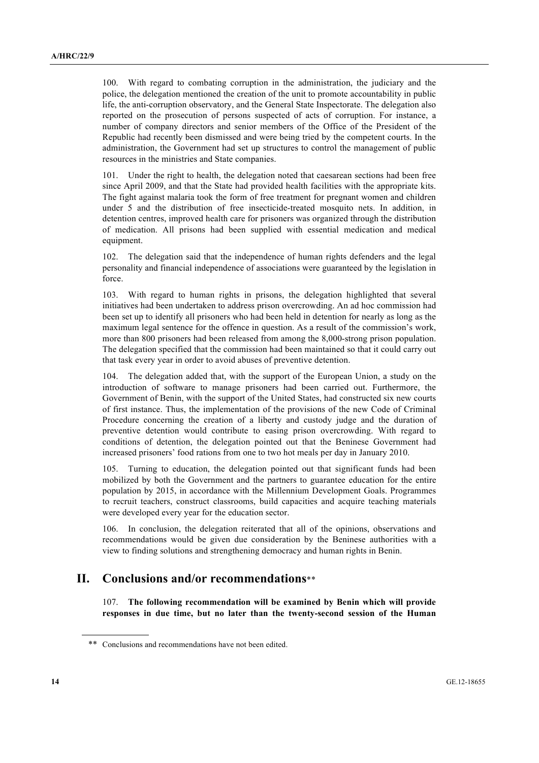100. With regard to combating corruption in the administration, the judiciary and the police, the delegation mentioned the creation of the unit to promote accountability in public life, the anti-corruption observatory, and the General State Inspectorate. The delegation also reported on the prosecution of persons suspected of acts of corruption. For instance, a number of company directors and senior members of the Office of the President of the Republic had recently been dismissed and were being tried by the competent courts. In the administration, the Government had set up structures to control the management of public resources in the ministries and State companies.

101. Under the right to health, the delegation noted that caesarean sections had been free since April 2009, and that the State had provided health facilities with the appropriate kits. The fight against malaria took the form of free treatment for pregnant women and children under 5 and the distribution of free insecticide-treated mosquito nets. In addition, in detention centres, improved health care for prisoners was organized through the distribution of medication. All prisons had been supplied with essential medication and medical equipment.

102. The delegation said that the independence of human rights defenders and the legal personality and financial independence of associations were guaranteed by the legislation in force.

103. With regard to human rights in prisons, the delegation highlighted that several initiatives had been undertaken to address prison overcrowding. An ad hoc commission had been set up to identify all prisoners who had been held in detention for nearly as long as the maximum legal sentence for the offence in question. As a result of the commission's work, more than 800 prisoners had been released from among the 8,000-strong prison population. The delegation specified that the commission had been maintained so that it could carry out that task every year in order to avoid abuses of preventive detention.

104. The delegation added that, with the support of the European Union, a study on the introduction of software to manage prisoners had been carried out. Furthermore, the Government of Benin, with the support of the United States, had constructed six new courts of first instance. Thus, the implementation of the provisions of the new Code of Criminal Procedure concerning the creation of a liberty and custody judge and the duration of preventive detention would contribute to easing prison overcrowding. With regard to conditions of detention, the delegation pointed out that the Beninese Government had increased prisoners' food rations from one to two hot meals per day in January 2010.

105. Turning to education, the delegation pointed out that significant funds had been mobilized by both the Government and the partners to guarantee education for the entire population by 2015, in accordance with the Millennium Development Goals. Programmes to recruit teachers, construct classrooms, build capacities and acquire teaching materials were developed every year for the education sector.

106. In conclusion, the delegation reiterated that all of the opinions, observations and recommendations would be given due consideration by the Beninese authorities with a view to finding solutions and strengthening democracy and human rights in Benin.

# II. Conclusions and/or recommendations**

107. **The following recommendation will be examined by Benin which will provide responses in due time, but no later than the twenty-second session of the Human**

** Conclusions and recommendations have not been edited.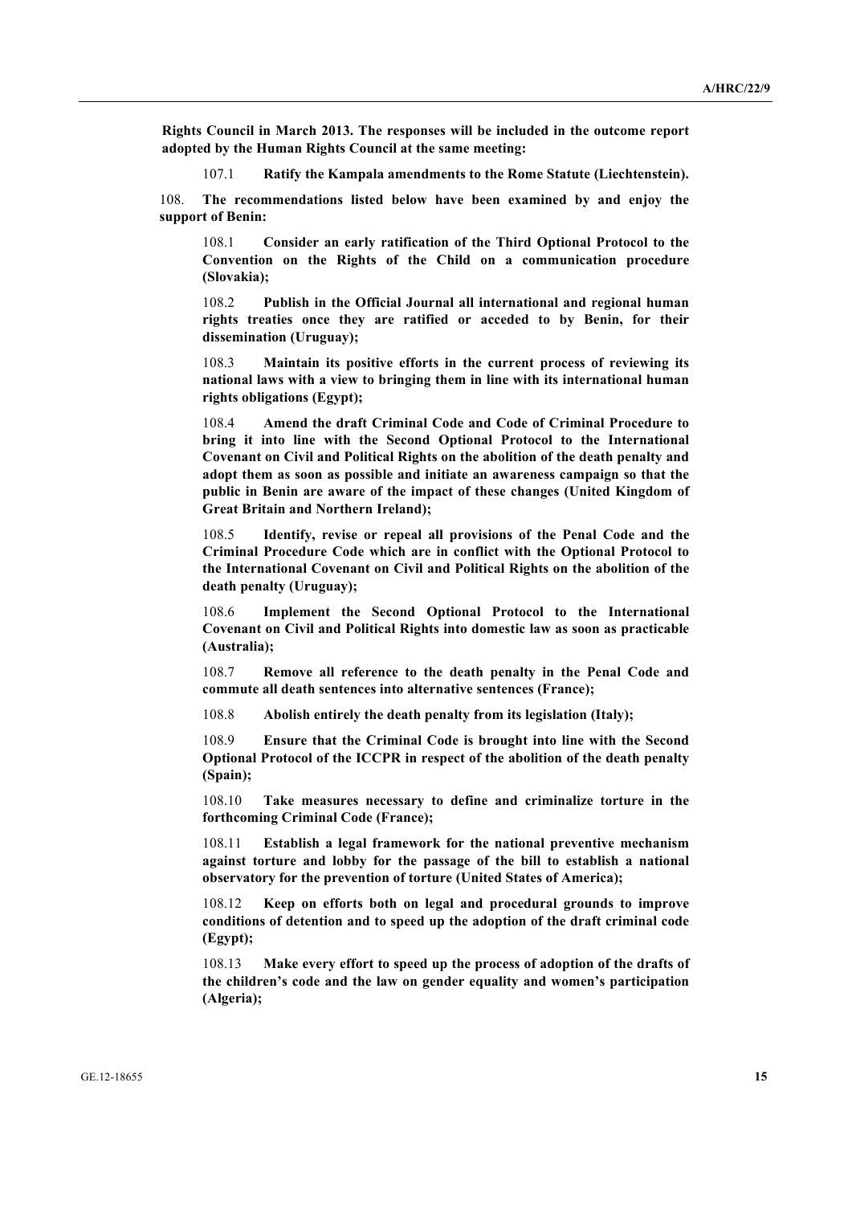**Rights Council in March 2013. The responses will be included in the outcome report adopted by the Human Rights Council at the same meeting:**

107.1 **Ratify the Kampala amendments to the Rome Statute (Liechtenstein).**

108. **The recommendations listed below have been examined by and enjoy the support of Benin:**

108.1 **Consider an early ratification of the Third Optional Protocol to the Convention on the Rights of the Child on a communication procedure (Slovakia);**

108.2 **Publish in the Official Journal all international and regional human rights treaties once they are ratified or acceded to by Benin, for their dissemination (Uruguay);**

108.3 **Maintain its positive efforts in the current process of reviewing its national laws with a view to bringing them in line with its international human rights obligations (Egypt);**

108.4 **Amend the draft Criminal Code and Code of Criminal Procedure to bring it into line with the Second Optional Protocol to the International Covenant on Civil and Political Rights on the abolition of the death penalty and adopt them as soon as possible and initiate an awareness campaign so that the public in Benin are aware of the impact of these changes (United Kingdom of Great Britain and Northern Ireland);**

108.5 **Identify, revise or repeal all provisions of the Penal Code and the Criminal Procedure Code which are in conflict with the Optional Protocol to the International Covenant on Civil and Political Rights on the abolition of the death penalty (Uruguay);**

108.6 **Implement the Second Optional Protocol to the International Covenant on Civil and Political Rights into domestic law as soon as practicable (Australia);**

108.7 **Remove all reference to the death penalty in the Penal Code and commute all death sentences into alternative sentences (France);**

108.8 **Abolish entirely the death penalty from its legislation (Italy);**

108.9 **Ensure that the Criminal Code is brought into line with the Second Optional Protocol of the ICCPR in respect of the abolition of the death penalty (Spain);**

108.10 **Take measures necessary to define and criminalize torture in the forthcoming Criminal Code (France);**

108.11 **Establish a legal framework for the national preventive mechanism against torture and lobby for the passage of the bill to establish a national observatory for the prevention of torture (United States of America);**

108.12 **Keep on efforts both on legal and procedural grounds to improve conditions of detention and to speed up the adoption of the draft criminal code (Egypt);**

108.13 **Make every effort to speed up the process of adoption of the drafts of the children's code and the law on gender equality and women's participation (Algeria);**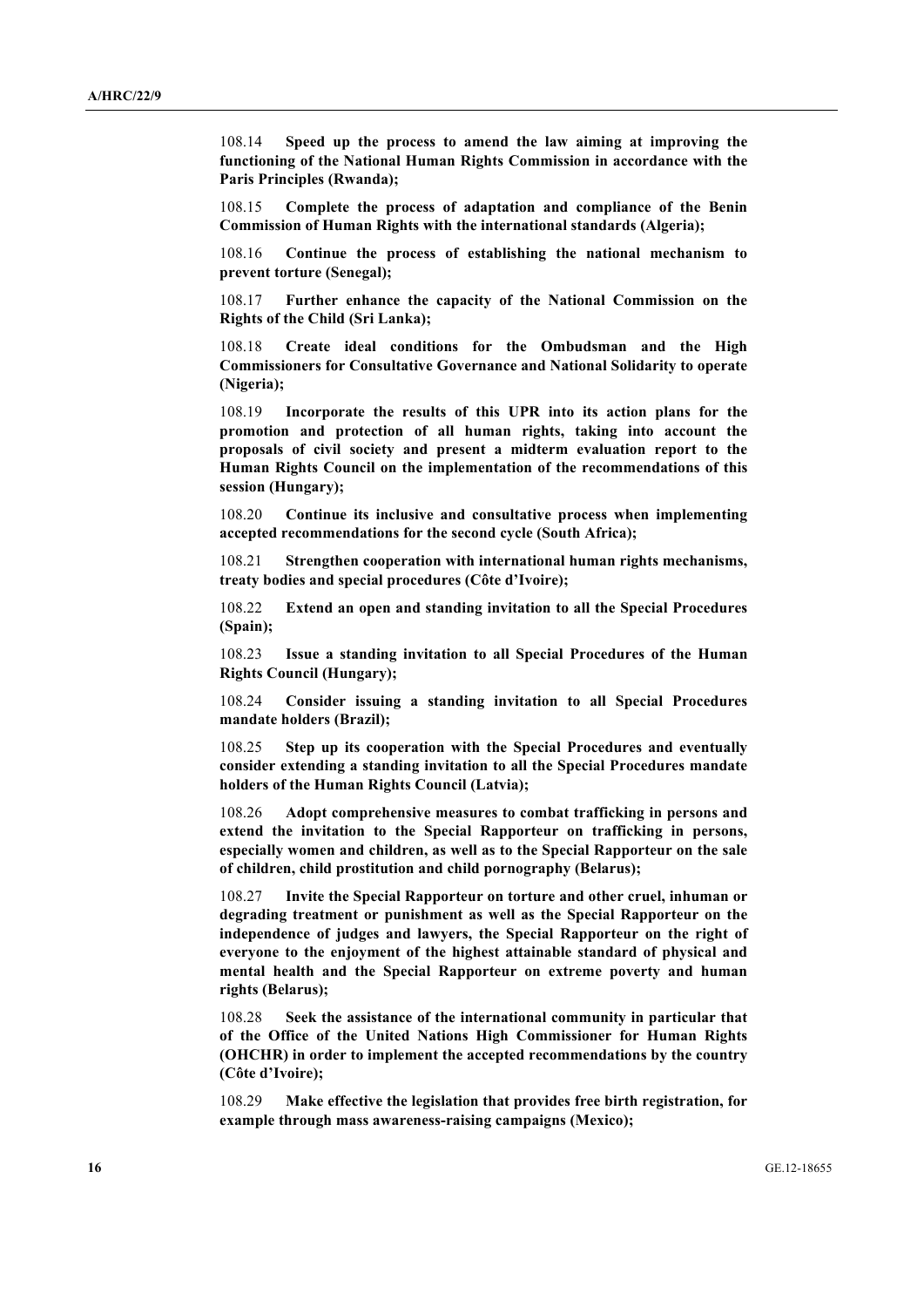108.14 **Speed up the process to amend the law aiming at improving the functioning of the National Human Rights Commission in accordance with the Paris Principles (Rwanda);**

108.15 **Complete the process of adaptation and compliance of the Benin Commission of Human Rights with the international standards (Algeria);**

108.16 **Continue the process of establishing the national mechanism to prevent torture (Senegal);**

108.17 **Further enhance the capacity of the National Commission on the Rights of the Child (Sri Lanka);**

108.18 **Create ideal conditions for the Ombudsman and the High Commissioners for Consultative Governance and National Solidarity to operate (Nigeria);**

108.19 **Incorporate the results of this UPR into its action plans for the promotion and protection of all human rights, taking into account the proposals of civil society and present a midterm evaluation report to the Human Rights Council on the implementation of the recommendations of this session (Hungary);**

108.20 **Continue its inclusive and consultative process when implementing accepted recommendations for the second cycle (South Africa);**

108.21 **Strengthen cooperation with international human rights mechanisms, treaty bodies and special procedures (Côte d'Ivoire);**

108.22 **Extend an open and standing invitation to all the Special Procedures (Spain);**

108.23 **Issue a standing invitation to all Special Procedures of the Human Rights Council (Hungary);**

108.24 **Consider issuing a standing invitation to all Special Procedures mandate holders (Brazil);**

108.25 **Step up its cooperation with the Special Procedures and eventually consider extending a standing invitation to all the Special Procedures mandate holders of the Human Rights Council (Latvia);**

108.26 **Adopt comprehensive measures to combat trafficking in persons and extend the invitation to the Special Rapporteur on trafficking in persons, especially women and children, as well as to the Special Rapporteur on the sale of children, child prostitution and child pornography (Belarus);**

108.27 **Invite the Special Rapporteur on torture and other cruel, inhuman or degrading treatment or punishment as well as the Special Rapporteur on the independence of judges and lawyers, the Special Rapporteur on the right of everyone to the enjoyment of the highest attainable standard of physical and mental health and the Special Rapporteur on extreme poverty and human rights (Belarus);**

108.28 **Seek the assistance of the international community in particular that of the Office of the United Nations High Commissioner for Human Rights (OHCHR) in order to implement the accepted recommendations by the country (Côte d'Ivoire);**

108.29 **Make effective the legislation that provides free birth registration, for example through mass awareness-raising campaigns (Mexico);**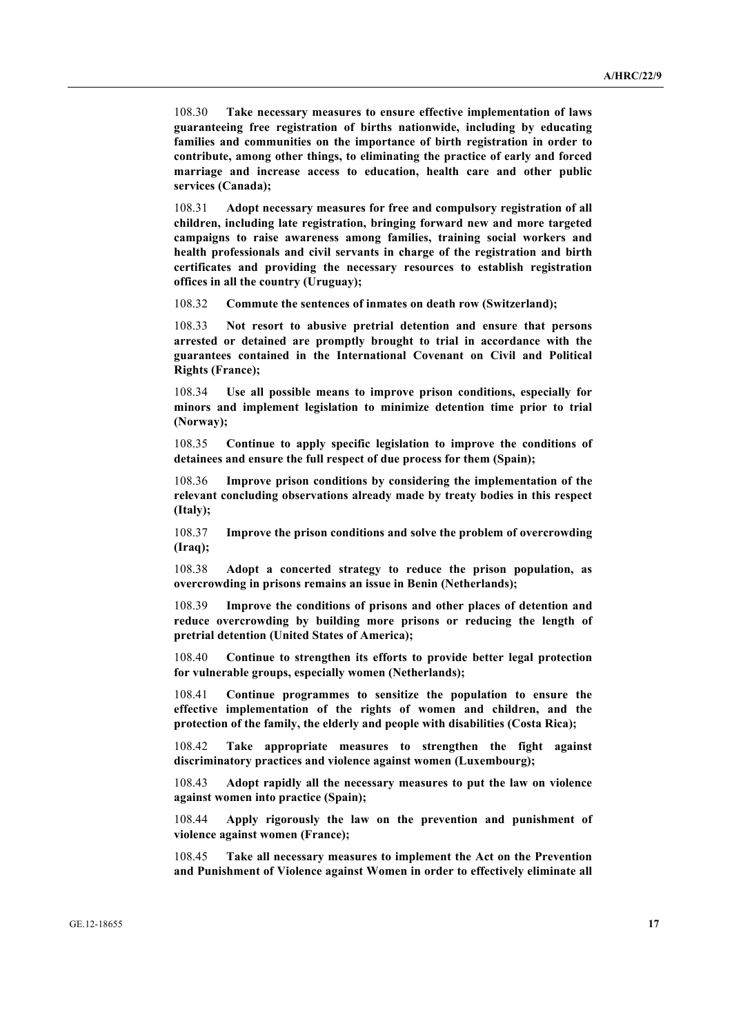108.30 **Take necessary measures to ensure effective implementation of laws guaranteeing free registration of births nationwide, including by educating families and communities on the importance of birth registration in order to contribute, among other things, to eliminating the practice of early and forced marriage and increase access to education, health care and other public services (Canada);**

108.31 **Adopt necessary measures for free and compulsory registration of all children, including late registration, bringing forward new and more targeted campaigns to raise awareness among families, training social workers and health professionals and civil servants in charge of the registration and birth certificates and providing the necessary resources to establish registration offices in all the country (Uruguay);**

108.32 **Commute the sentences of inmates on death row (Switzerland);**

108.33 **Not resort to abusive pretrial detention and ensure that persons arrested or detained are promptly brought to trial in accordance with the guarantees contained in the International Covenant on Civil and Political Rights (France);**

108.34 **Use all possible means to improve prison conditions, especially for minors and implement legislation to minimize detention time prior to trial (Norway);**

108.35 **Continue to apply specific legislation to improve the conditions of detainees and ensure the full respect of due process for them (Spain);**

108.36 **Improve prison conditions by considering the implementation of the relevant concluding observations already made by treaty bodies in this respect (Italy);**

108.37 **Improve the prison conditions and solve the problem of overcrowding (Iraq);**

108.38 **Adopt a concerted strategy to reduce the prison population, as overcrowding in prisons remains an issue in Benin (Netherlands);**

108.39 **Improve the conditions of prisons and other places of detention and reduce overcrowding by building more prisons or reducing the length of pretrial detention (United States of America);**

108.40 **Continue to strengthen its efforts to provide better legal protection for vulnerable groups, especially women (Netherlands);**

108.41 **Continue programmes to sensitize the population to ensure the effective implementation of the rights of women and children, and the protection of the family, the elderly and people with disabilities (Costa Rica);**

108.42 **Take appropriate measures to strengthen the fight against discriminatory practices and violence against women (Luxembourg);**

108.43 **Adopt rapidly all the necessary measures to put the law on violence against women into practice (Spain);**

108.44 **Apply rigorously the law on the prevention and punishment of violence against women (France);**

108.45 **Take all necessary measures to implement the Act on the Prevention and Punishment of Violence against Women in order to effectively eliminate all**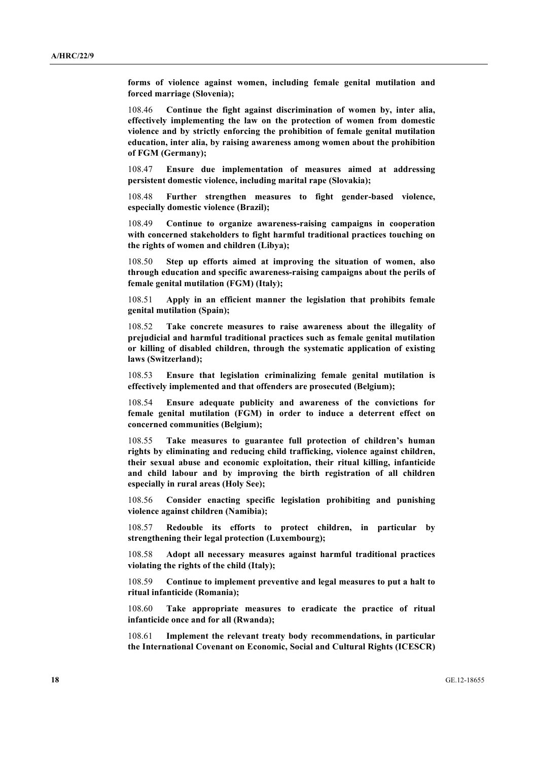**forms of violence against women, including female genital mutilation and forced marriage (Slovenia);**

108.46 **Continue the fight against discrimination of women by, inter alia, effectively implementing the law on the protection of women from domestic violence and by strictly enforcing the prohibition of female genital mutilation education, inter alia, by raising awareness among women about the prohibition of FGM (Germany);**

108.47 **Ensure due implementation of measures aimed at addressing persistent domestic violence, including marital rape (Slovakia);**

108.48 **Further strengthen measures to fight gender-based violence, especially domestic violence (Brazil);**

108.49 **Continue to organize awareness-raising campaigns in cooperation with concerned stakeholders to fight harmful traditional practices touching on the rights of women and children (Libya);**

108.50 **Step up efforts aimed at improving the situation of women, also through education and specific awareness-raising campaigns about the perils of female genital mutilation (FGM) (Italy);**

108.51 **Apply in an efficient manner the legislation that prohibits female genital mutilation (Spain);**

108.52 **Take concrete measures to raise awareness about the illegality of prejudicial and harmful traditional practices such as female genital mutilation or killing of disabled children, through the systematic application of existing laws (Switzerland);**

108.53 **Ensure that legislation criminalizing female genital mutilation is effectively implemented and that offenders are prosecuted (Belgium);**

108.54 **Ensure adequate publicity and awareness of the convictions for female genital mutilation (FGM) in order to induce a deterrent effect on concerned communities (Belgium);**

108.55 **Take measures to guarantee full protection of children's human rights by eliminating and reducing child trafficking, violence against children, their sexual abuse and economic exploitation, their ritual killing, infanticide and child labour and by improving the birth registration of all children especially in rural areas (Holy See);**

108.56 **Consider enacting specific legislation prohibiting and punishing violence against children (Namibia);**

108.57 **Redouble its efforts to protect children, in particular by strengthening their legal protection (Luxembourg);**

108.58 **Adopt all necessary measures against harmful traditional practices violating the rights of the child (Italy);**

108.59 **Continue to implement preventive and legal measures to put a halt to ritual infanticide (Romania);**

108.60 **Take appropriate measures to eradicate the practice of ritual infanticide once and for all (Rwanda);**

108.61 **Implement the relevant treaty body recommendations, in particular the International Covenant on Economic, Social and Cultural Rights (ICESCR)**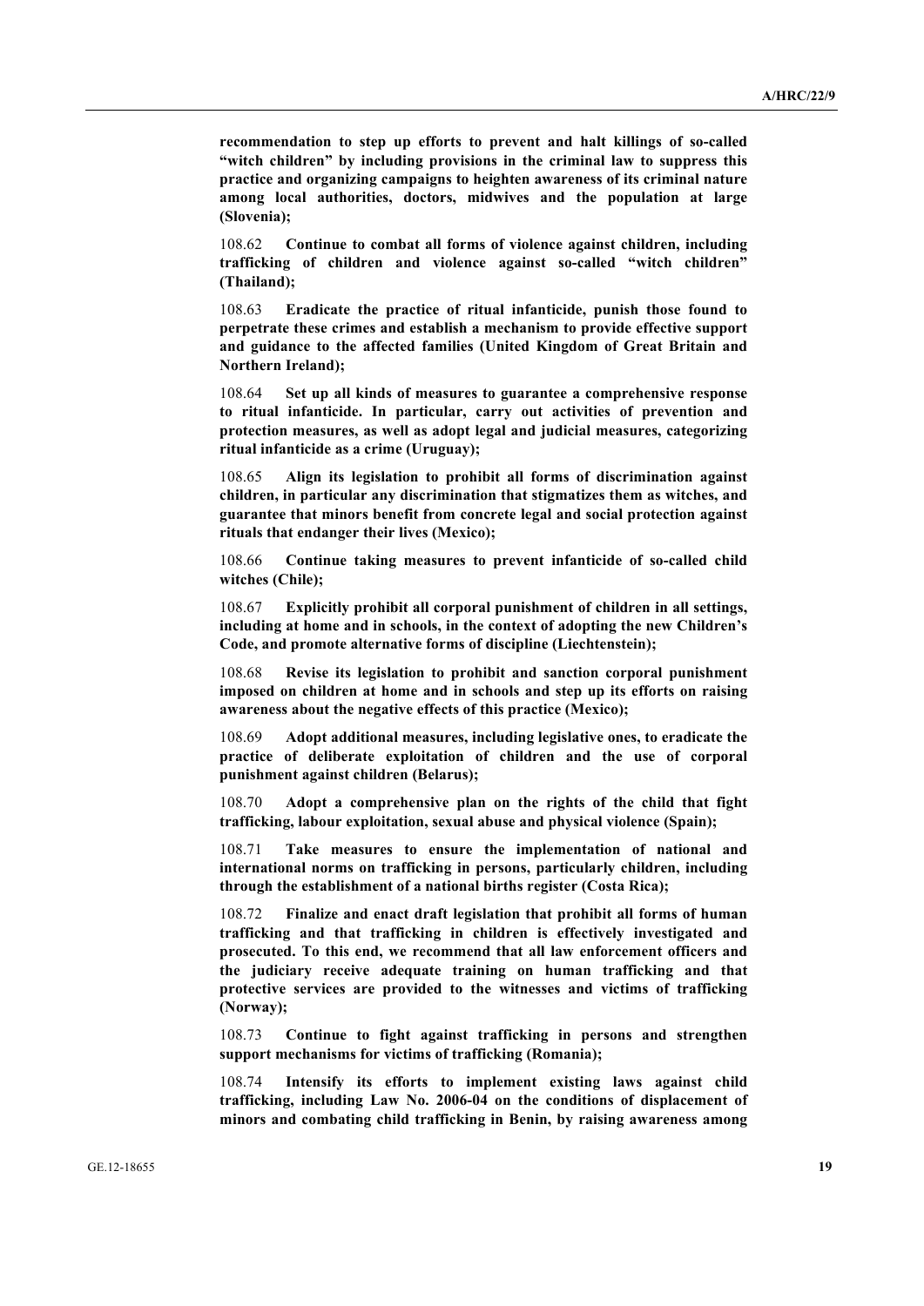**recommendation to step up efforts to prevent and halt killings of so-called "witch children" by including provisions in the criminal law to suppress this practice and organizing campaigns to heighten awareness of its criminal nature among local authorities, doctors, midwives and the population at large (Slovenia);**

108.62 **Continue to combat all forms of violence against children, including trafficking of children and violence against so-called "witch children" (Thailand);**

108.63 **Eradicate the practice of ritual infanticide, punish those found to perpetrate these crimes and establish a mechanism to provide effective support and guidance to the affected families (United Kingdom of Great Britain and Northern Ireland);**

108.64 **Set up all kinds of measures to guarantee a comprehensive response to ritual infanticide. In particular, carry out activities of prevention and protection measures, as well as adopt legal and judicial measures, categorizing ritual infanticide as a crime (Uruguay);**

108.65 **Align its legislation to prohibit all forms of discrimination against children, in particular any discrimination that stigmatizes them as witches, and guarantee that minors benefit from concrete legal and social protection against rituals that endanger their lives (Mexico);**

108.66 **Continue taking measures to prevent infanticide of so-called child witches (Chile);**

108.67 **Explicitly prohibit all corporal punishment of children in all settings, including at home and in schools, in the context of adopting the new Children's Code, and promote alternative forms of discipline (Liechtenstein);**

108.68 **Revise its legislation to prohibit and sanction corporal punishment imposed on children at home and in schools and step up its efforts on raising awareness about the negative effects of this practice (Mexico);**

108.69 **Adopt additional measures, including legislative ones, to eradicate the practice of deliberate exploitation of children and the use of corporal punishment against children (Belarus);**

108.70 **Adopt a comprehensive plan on the rights of the child that fight trafficking, labour exploitation, sexual abuse and physical violence (Spain);**

108.71 **Take measures to ensure the implementation of national and international norms on trafficking in persons, particularly children, including through the establishment of a national births register (Costa Rica);**

108.72 **Finalize and enact draft legislation that prohibit all forms of human trafficking and that trafficking in children is effectively investigated and prosecuted. To this end, we recommend that all law enforcement officers and the judiciary receive adequate training on human trafficking and that protective services are provided to the witnesses and victims of trafficking (Norway);**

108.73 **Continue to fight against trafficking in persons and strengthen support mechanisms for victims of trafficking (Romania);**

108.74 **Intensify its efforts to implement existing laws against child trafficking, including Law No. 2006-04 on the conditions of displacement of minors and combating child trafficking in Benin, by raising awareness among**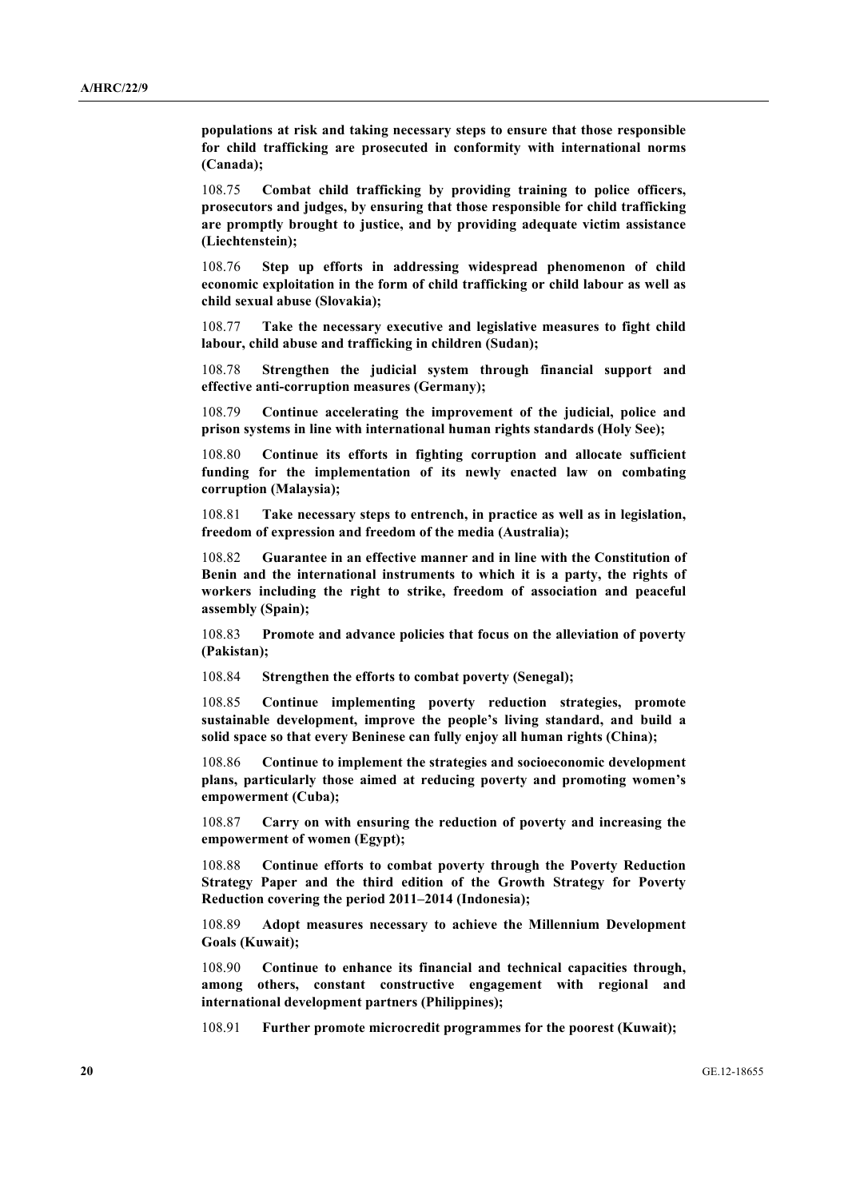**populations at risk and taking necessary steps to ensure that those responsible for child trafficking are prosecuted in conformity with international norms (Canada);**

108.75 **Combat child trafficking by providing training to police officers, prosecutors and judges, by ensuring that those responsible for child trafficking are promptly brought to justice, and by providing adequate victim assistance (Liechtenstein);**

108.76 **Step up efforts in addressing widespread phenomenon of child economic exploitation in the form of child trafficking or child labour as well as child sexual abuse (Slovakia);**

108.77 **Take the necessary executive and legislative measures to fight child labour, child abuse and trafficking in children (Sudan);**

108.78 **Strengthen the judicial system through financial support and effective anti-corruption measures (Germany);**

108.79 **Continue accelerating the improvement of the judicial, police and prison systems in line with international human rights standards (Holy See);**

108.80 **Continue its efforts in fighting corruption and allocate sufficient funding for the implementation of its newly enacted law on combating corruption (Malaysia);**

108.81 **Take necessary steps to entrench, in practice as well as in legislation, freedom of expression and freedom of the media (Australia);**

108.82 **Guarantee in an effective manner and in line with the Constitution of Benin and the international instruments to which it is a party, the rights of workers including the right to strike, freedom of association and peaceful assembly (Spain);**

108.83 **Promote and advance policies that focus on the alleviation of poverty (Pakistan);**

108.84 **Strengthen the efforts to combat poverty (Senegal);**

108.85 **Continue implementing poverty reduction strategies, promote sustainable development, improve the people's living standard, and build a solid space so that every Beninese can fully enjoy all human rights (China);**

108.86 **Continue to implement the strategies and socioeconomic development plans, particularly those aimed at reducing poverty and promoting women's empowerment (Cuba);**

108.87 **Carry on with ensuring the reduction of poverty and increasing the empowerment of women (Egypt);**

108.88 **Continue efforts to combat poverty through the Poverty Reduction Strategy Paper and the third edition of the Growth Strategy for Poverty Reduction covering the period 2011–2014 (Indonesia);**

108.89 **Adopt measures necessary to achieve the Millennium Development Goals (Kuwait);**

108.90 **Continue to enhance its financial and technical capacities through, among others, constant constructive engagement with regional and international development partners (Philippines);**

108.91 **Further promote microcredit programmes for the poorest (Kuwait);**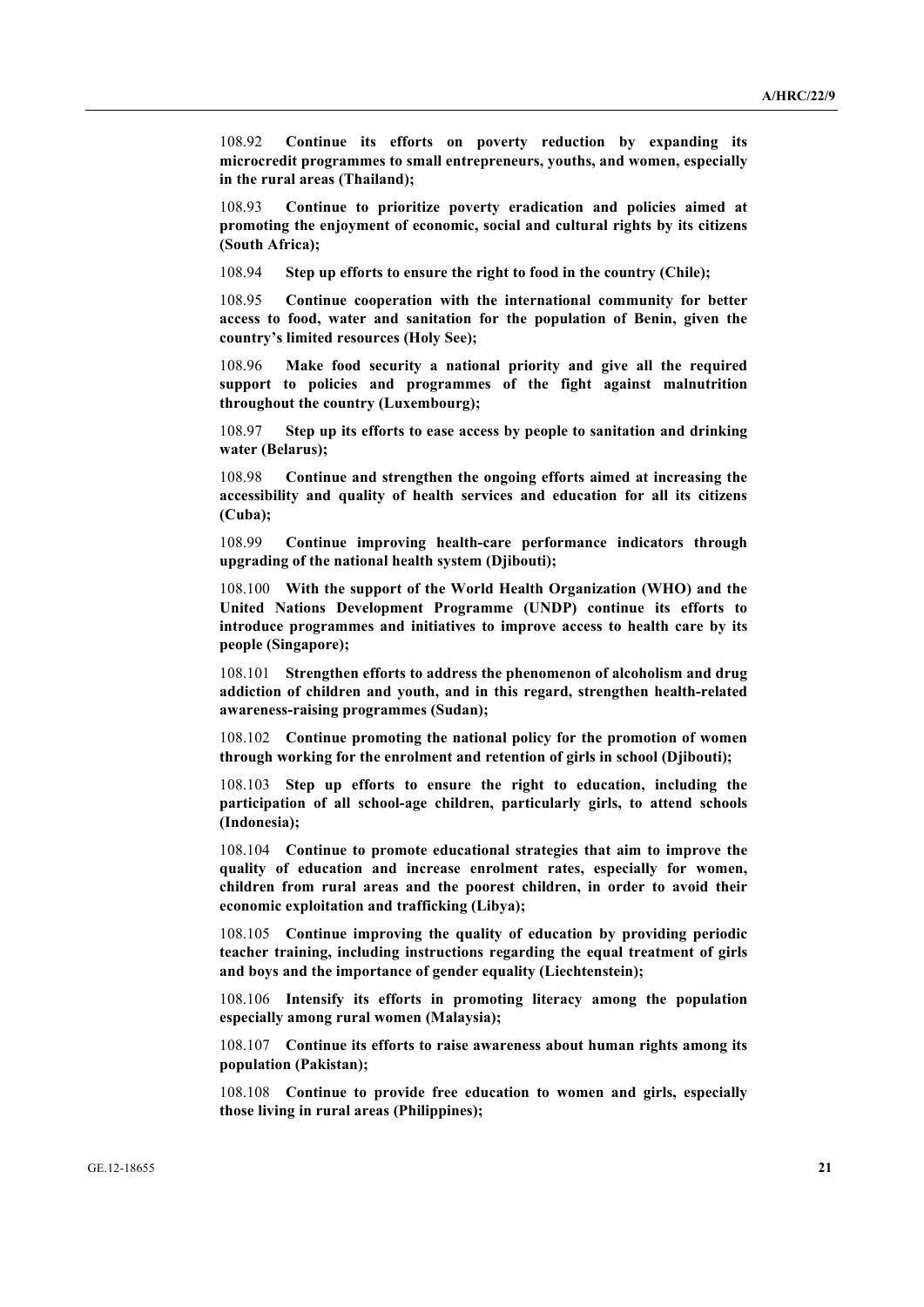108.92 **Continue its efforts on poverty reduction by expanding its microcredit programmes to small entrepreneurs, youths, and women, especially in the rural areas (Thailand);**

108.93 **Continue to prioritize poverty eradication and policies aimed at promoting the enjoyment of economic, social and cultural rights by its citizens (South Africa);**

108.94 **Step up efforts to ensure the right to food in the country (Chile);**

108.95 **Continue cooperation with the international community for better access to food, water and sanitation for the population of Benin, given the country's limited resources (Holy See);**

108.96 **Make food security a national priority and give all the required support to policies and programmes of the fight against malnutrition throughout the country (Luxembourg);**

108.97 **Step up its efforts to ease access by people to sanitation and drinking water (Belarus);**

108.98 **Continue and strengthen the ongoing efforts aimed at increasing the accessibility and quality of health services and education for all its citizens (Cuba);**

108.99 **Continue improving health-care performance indicators through upgrading of the national health system (Djibouti);**

108.100 **With the support of the World Health Organization (WHO) and the United Nations Development Programme (UNDP) continue its efforts to introduce programmes and initiatives to improve access to health care by its people (Singapore);**

108.101 **Strengthen efforts to address the phenomenon of alcoholism and drug addiction of children and youth, and in this regard, strengthen health-related awareness-raising programmes (Sudan);**

108.102 **Continue promoting the national policy for the promotion of women through working for the enrolment and retention of girls in school (Djibouti);**

108.103 **Step up efforts to ensure the right to education, including the participation of all school-age children, particularly girls, to attend schools (Indonesia);**

108.104 **Continue to promote educational strategies that aim to improve the quality of education and increase enrolment rates, especially for women, children from rural areas and the poorest children, in order to avoid their economic exploitation and trafficking (Libya);**

108.105 **Continue improving the quality of education by providing periodic teacher training, including instructions regarding the equal treatment of girls and boys and the importance of gender equality (Liechtenstein);**

108.106 **Intensify its efforts in promoting literacy among the population especially among rural women (Malaysia);**

108.107 **Continue its efforts to raise awareness about human rights among its population (Pakistan);**

108.108 **Continue to provide free education to women and girls, especially those living in rural areas (Philippines);**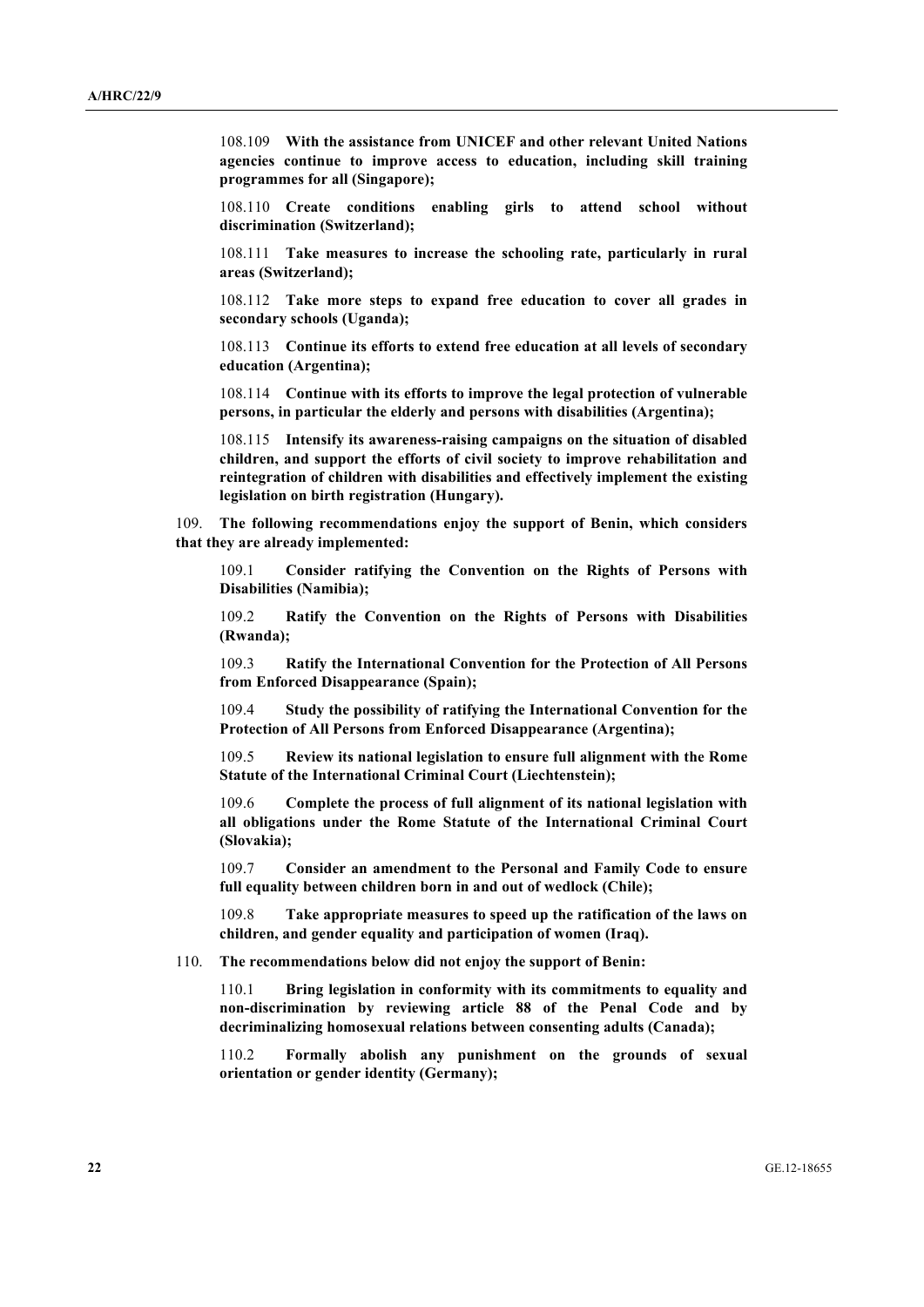108.109 **With the assistance from UNICEF and other relevant United Nations agencies continue to improve access to education, including skill training programmes for all (Singapore);**

108.110 **Create conditions enabling girls to attend school without discrimination (Switzerland);**

108.111 **Take measures to increase the schooling rate, particularly in rural areas (Switzerland);**

108.112 **Take more steps to expand free education to cover all grades in secondary schools (Uganda);**

108.113 **Continue its efforts to extend free education at all levels of secondary education (Argentina);**

108.114 **Continue with its efforts to improve the legal protection of vulnerable persons, in particular the elderly and persons with disabilities (Argentina);**

108.115 **Intensify its awareness-raising campaigns on the situation of disabled children, and support the efforts of civil society to improve rehabilitation and reintegration of children with disabilities and effectively implement the existing legislation on birth registration (Hungary).**

109. **The following recommendations enjoy the support of Benin, which considers that they are already implemented:**

109.1 **Consider ratifying the Convention on the Rights of Persons with Disabilities (Namibia);**

109.2 **Ratify the Convention on the Rights of Persons with Disabilities (Rwanda);**

109.3 **Ratify the International Convention for the Protection of All Persons from Enforced Disappearance (Spain);**

109.4 **Study the possibility of ratifying the International Convention for the Protection of All Persons from Enforced Disappearance (Argentina);**

109.5 **Review its national legislation to ensure full alignment with the Rome Statute of the International Criminal Court (Liechtenstein);**

109.6 **Complete the process of full alignment of its national legislation with all obligations under the Rome Statute of the International Criminal Court (Slovakia);**

109.7 **Consider an amendment to the Personal and Family Code to ensure full equality between children born in and out of wedlock (Chile);**

109.8 **Take appropriate measures to speed up the ratification of the laws on children, and gender equality and participation of women (Iraq).**

110. **The recommendations below did not enjoy the support of Benin:**

110.1 **Bring legislation in conformity with its commitments to equality and non-discrimination by reviewing article 88 of the Penal Code and by decriminalizing homosexual relations between consenting adults (Canada);**

110.2 **Formally abolish any punishment on the grounds of sexual orientation or gender identity (Germany);**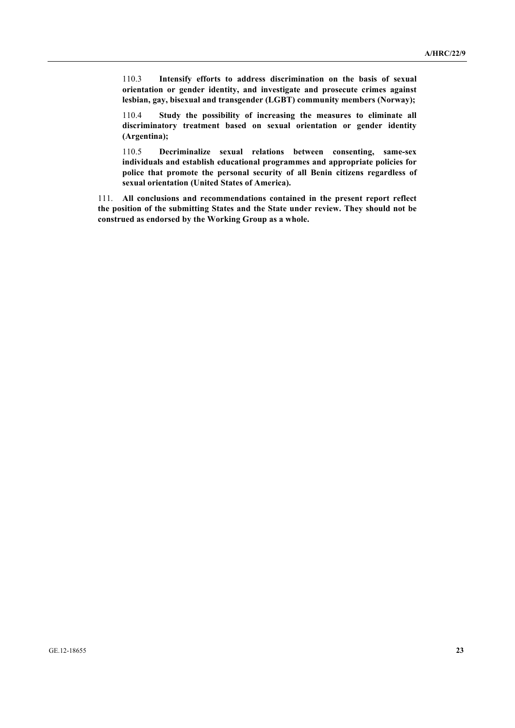110.3 **Intensify efforts to address discrimination on the basis of sexual orientation or gender identity, and investigate and prosecute crimes against lesbian, gay, bisexual and transgender (LGBT) community members (Norway);**

110.4 **Study the possibility of increasing the measures to eliminate all discriminatory treatment based on sexual orientation or gender identity (Argentina);**

110.5 **Decriminalize sexual relations between consenting, same-sex individuals and establish educational programmes and appropriate policies for police that promote the personal security of all Benin citizens regardless of sexual orientation (United States of America).**

111. **All conclusions and recommendations contained in the present report reflect the position of the submitting States and the State under review. They should not be construed as endorsed by the Working Group as a whole.**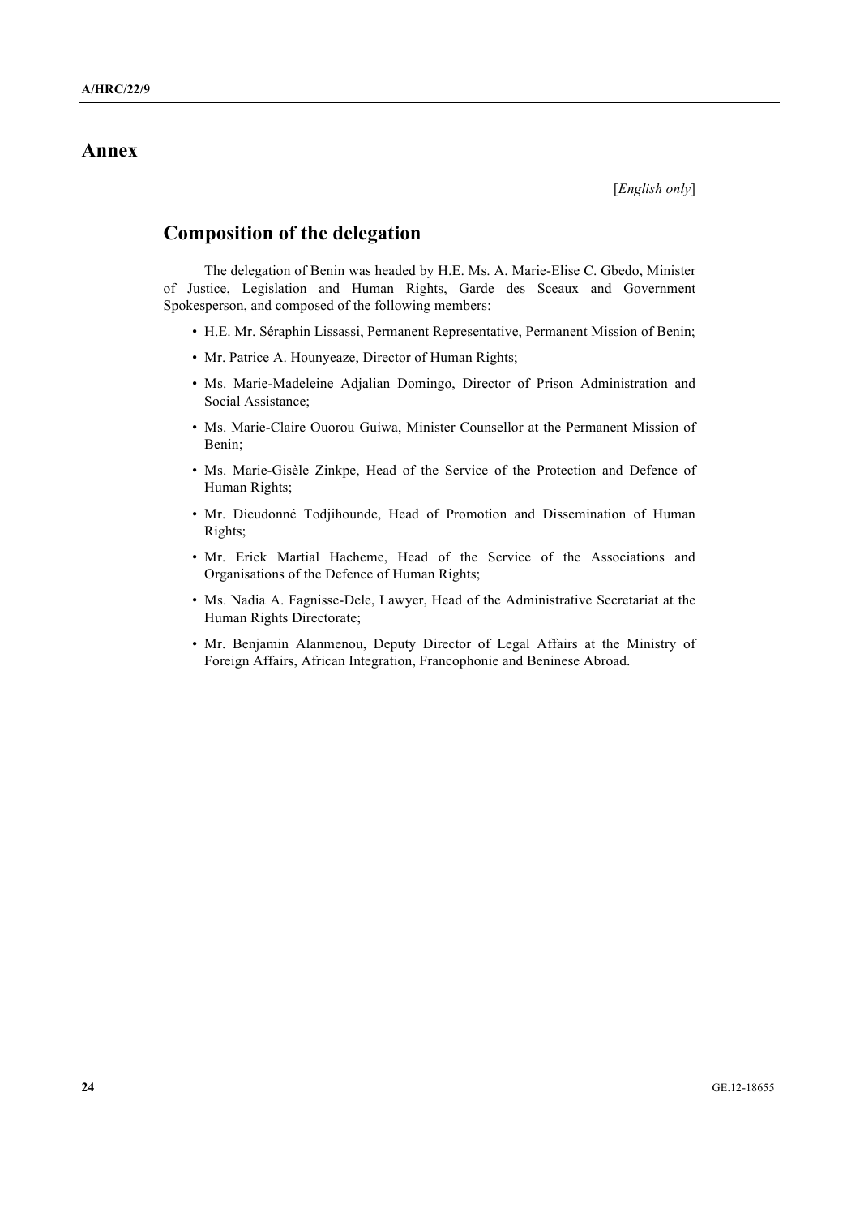# Annex

[*English only*]

## Composition of the delegation

The delegation of Benin was headed by H.E. Ms. A. Marie-Elise C. Gbedo, Minister of Justice, Legislation and Human Rights, Garde des Sceaux and Government Spokesperson, and composed of the following members:

- H.E. Mr. Séraphin Lissassi, Permanent Representative, Permanent Mission of Benin;
- Mr. Patrice A. Hounyeaze, Director of Human Rights;
- Ms. Marie-Madeleine Adjalian Domingo, Director of Prison Administration and Social Assistance;
- Ms. Marie-Claire Ouorou Guiwa, Minister Counsellor at the Permanent Mission of Benin;
- Ms. Marie-Gisèle Zinkpe, Head of the Service of the Protection and Defence of Human Rights;
- Mr. Dieudonné Todjihounde, Head of Promotion and Dissemination of Human Rights;
- Mr. Erick Martial Hacheme, Head of the Service of the Associations and Organisations of the Defence of Human Rights;
- Ms. Nadia A. Fagnisse-Dele, Lawyer, Head of the Administrative Secretariat at the Human Rights Directorate;
- Mr. Benjamin Alanmenou, Deputy Director of Legal Affairs at the Ministry of Foreign Affairs, African Integration, Francophonie and Beninese Abroad.